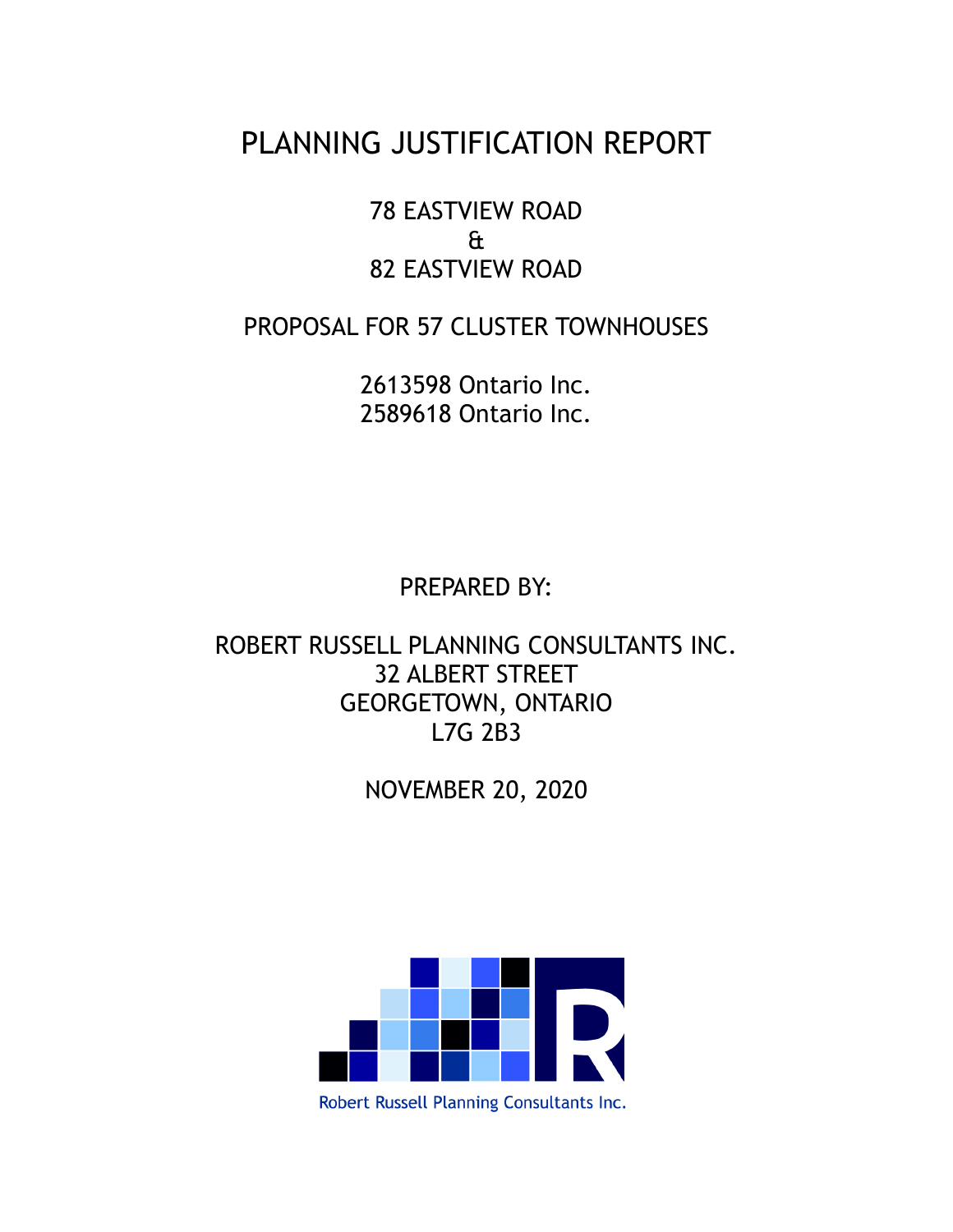# PLANNING JUSTIFICATION REPORT

78 EASTVIEW ROAD
&
82 EASTVIEW ROAD

PROPOSAL FOR 57 CLUSTER TOWNHOUSES

2613598 Ontario Inc.
2589618 Ontario Inc.

PREPARED BY:

ROBERT RUSSELL PLANNING CONSULTANTS INC.
32 ALBERT STREET
GEORGETOWN, ONTARIO
L7G 2B3

NOVEMBER 20, 2020

Robert Russell Planning Consultants Inc.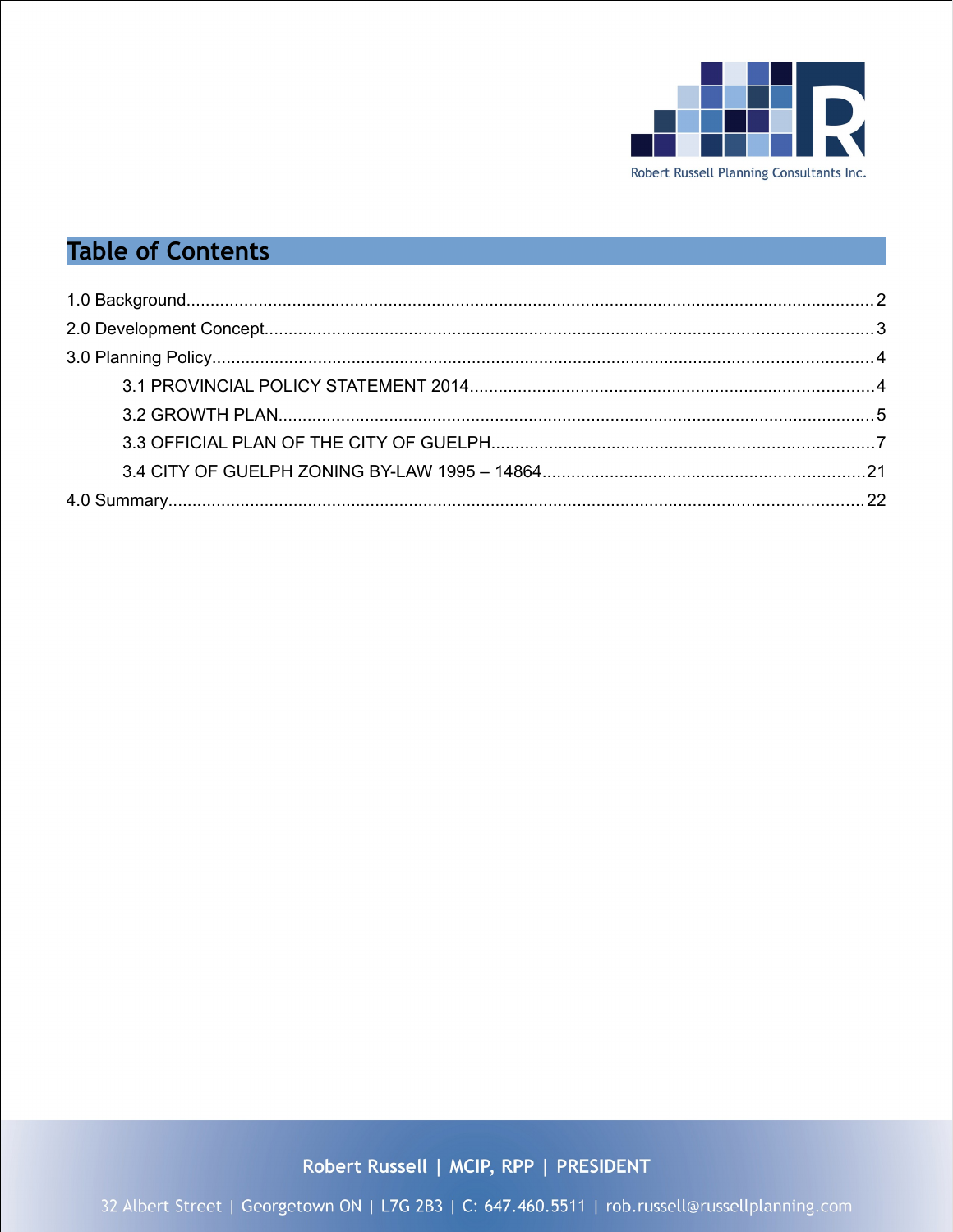## Table of Contents

1.0 Background.....2

2.0 Development Concept.....3

3.0 Planning Policy.....4

- 3.1 PROVINCIAL POLICY STATEMENT 2014.....4
- 3.2 GROWTH PLAN.....5
- 3.3 OFFICIAL PLAN OF THE CITY OF GUELPH.....7
- 3.4 CITY OF GUELPH ZONING BY-LAW 1995 – 14864.....21

4.0 Summary.....22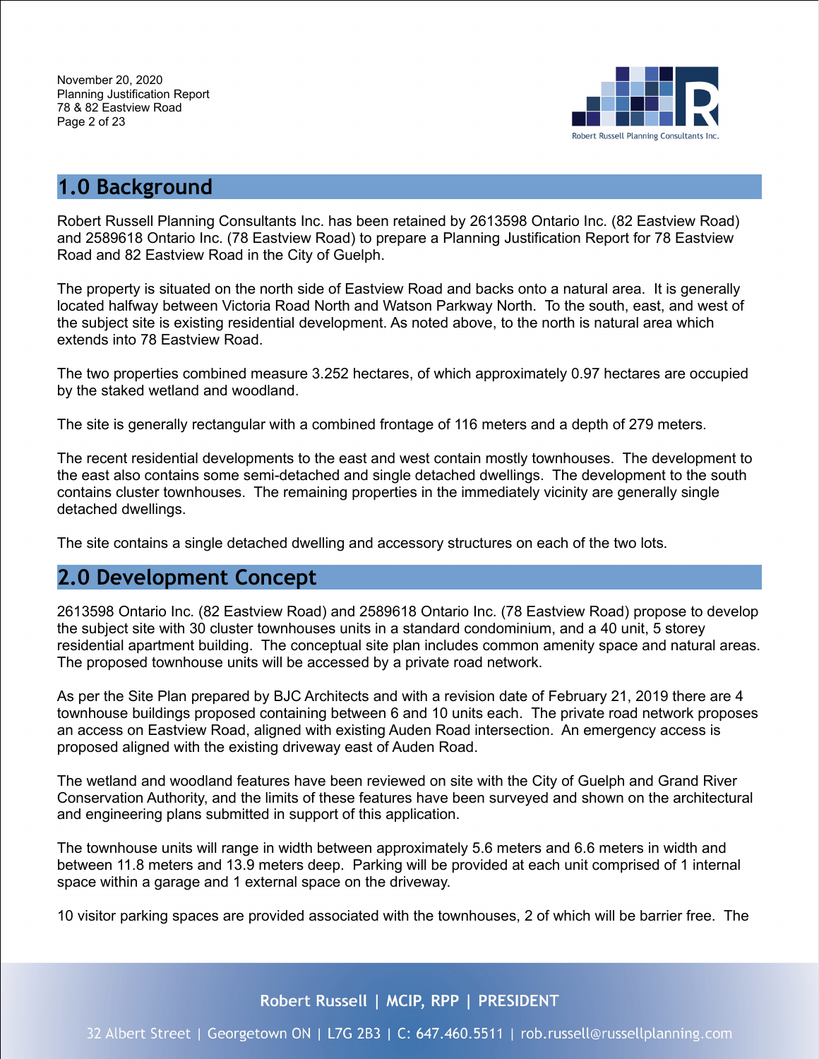## 1.0 Background

Robert Russell Planning Consultants Inc. has been retained by 2613598 Ontario Inc. (82 Eastview Road) and 2589618 Ontario Inc. (78 Eastview Road) to prepare a Planning Justification Report for 78 Eastview Road and 82 Eastview Road in the City of Guelph.

The property is situated on the north side of Eastview Road and backs onto a natural area. It is generally located halfway between Victoria Road North and Watson Parkway North. To the south, east, and west of the subject site is existing residential development. As noted above, to the north is natural area which extends into 78 Eastview Road.

The two properties combined measure 3.252 hectares, of which approximately 0.97 hectares are occupied by the staked wetland and woodland.

The site is generally rectangular with a combined frontage of 116 meters and a depth of 279 meters.

The recent residential developments to the east and west contain mostly townhouses. The development to the east also contains some semi-detached and single detached dwellings. The development to the south contains cluster townhouses. The remaining properties in the immediately vicinity are generally single detached dwellings.

The site contains a single detached dwelling and accessory structures on each of the two lots.

## 2.0 Development Concept

2613598 Ontario Inc. (82 Eastview Road) and 2589618 Ontario Inc. (78 Eastview Road) propose to develop the subject site with 30 cluster townhouses units in a standard condominium, and a 40 unit, 5 storey residential apartment building. The conceptual site plan includes common amenity space and natural areas. The proposed townhouse units will be accessed by a private road network.

As per the Site Plan prepared by BJC Architects and with a revision date of February 21, 2019 there are 4 townhouse buildings proposed containing between 6 and 10 units each. The private road network proposes an access on Eastview Road, aligned with existing Auden Road intersection. An emergency access is proposed aligned with the existing driveway east of Auden Road.

The wetland and woodland features have been reviewed on site with the City of Guelph and Grand River Conservation Authority, and the limits of these features have been surveyed and shown on the architectural and engineering plans submitted in support of this application.

The townhouse units will range in width between approximately 5.6 meters and 6.6 meters in width and between 11.8 meters and 13.9 meters deep. Parking will be provided at each unit comprised of 1 internal space within a garage and 1 external space on the driveway.

10 visitor parking spaces are provided associated with the townhouses, 2 of which will be barrier free. The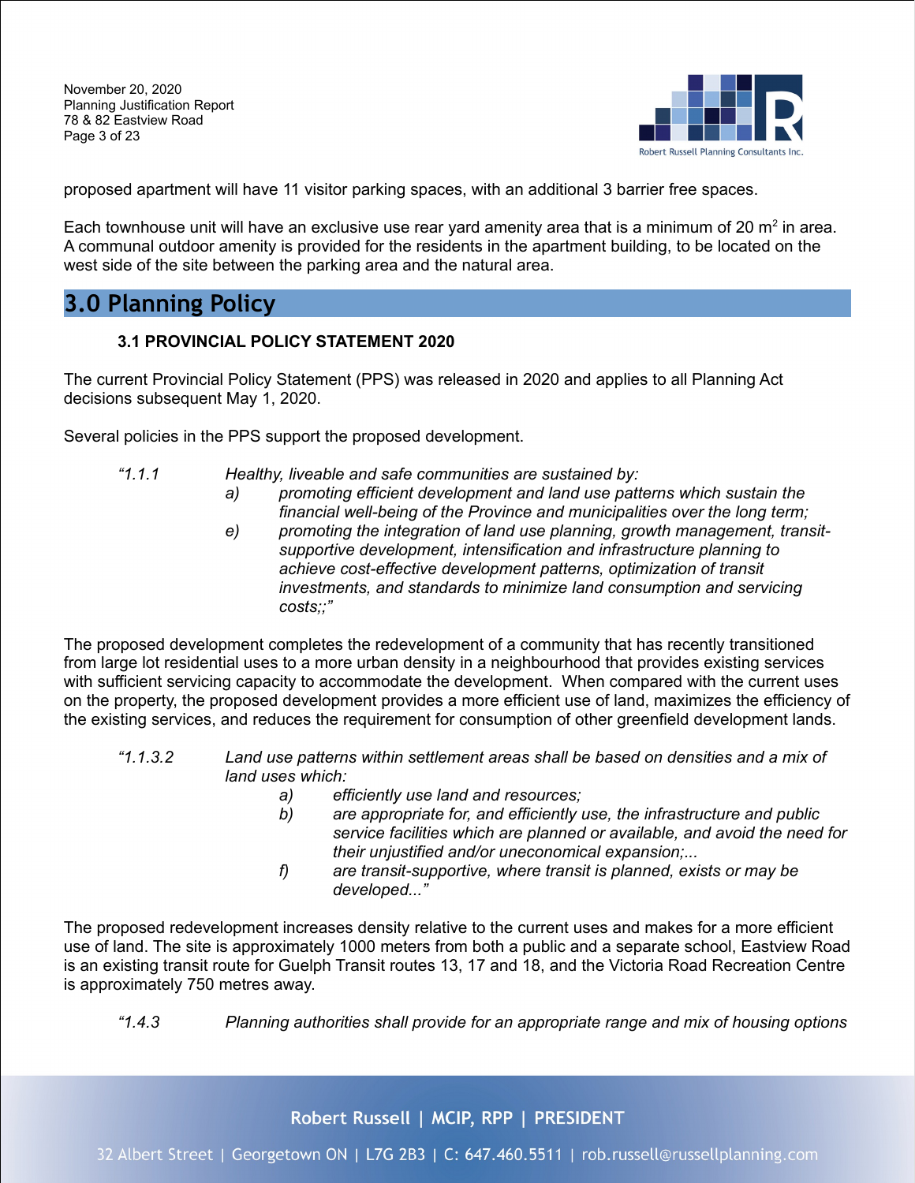proposed apartment will have 11 visitor parking spaces, with an additional 3 barrier free spaces.

Each townhouse unit will have an exclusive use rear yard amenity area that is a minimum of 20 $m^2$ in area. A communal outdoor amenity is provided for the residents in the apartment building, to be located on the west side of the site between the parking area and the natural area.

# 3.0 Planning Policy

### 3.1 PROVINCIAL POLICY STATEMENT 2020

The current Provincial Policy Statement (PPS) was released in 2020 and applies to all Planning Act decisions subsequent May 1, 2020.

Several policies in the PPS support the proposed development.

> *"1.1.1 Healthy, liveable and safe communities are sustained by:*
>
> *a) promoting efficient development and land use patterns which sustain the financial well-being of the Province and municipalities over the long term;*
>
> *e) promoting the integration of land use planning, growth management, transit-supportive development, intensification and infrastructure planning to achieve cost-effective development patterns, optimization of transit investments, and standards to minimize land consumption and servicing costs;;"*

The proposed development completes the redevelopment of a community that has recently transitioned from large lot residential uses to a more urban density in a neighbourhood that provides existing services with sufficient servicing capacity to accommodate the development. When compared with the current uses on the property, the proposed development provides a more efficient use of land, maximizes the efficiency of the existing services, and reduces the requirement for consumption of other greenfield development lands.

> *"1.1.3.2 Land use patterns within settlement areas shall be based on densities and a mix of land uses which:*
>
> *a) efficiently use land and resources;*
>
> *b) are appropriate for, and efficiently use, the infrastructure and public service facilities which are planned or available, and avoid the need for their unjustified and/or uneconomical expansion;...*
>
> *f) are transit-supportive, where transit is planned, exists or may be developed..."*

The proposed redevelopment increases density relative to the current uses and makes for a more efficient use of land. The site is approximately 1000 meters from both a public and a separate school, Eastview Road is an existing transit route for Guelph Transit routes 13, 17 and 18, and the Victoria Road Recreation Centre is approximately 750 metres away.

> *"1.4.3 Planning authorities shall provide for an appropriate range and mix of housing options*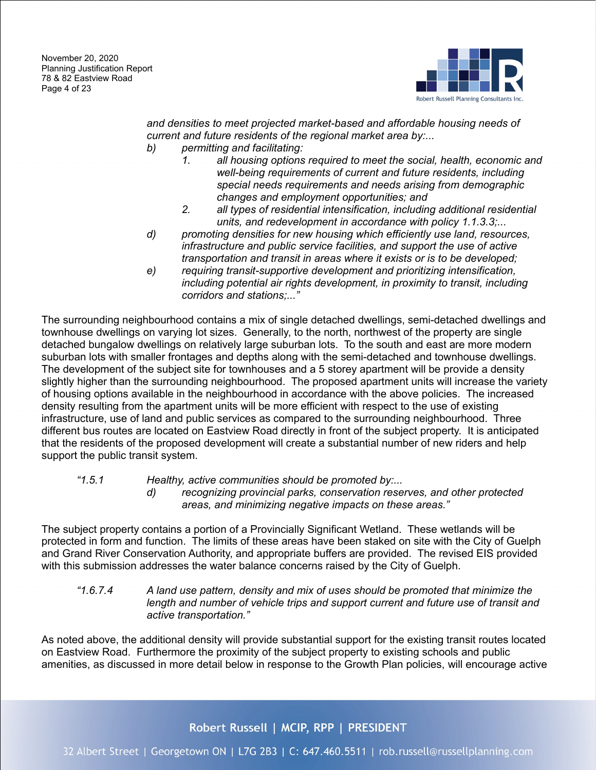*and densities to meet projected market-based and affordable housing needs of current and future residents of the regional market area by:...*

*b) permitting and facilitating:*

*1. all housing options required to meet the social, health, economic and well-being requirements of current and future residents, including special needs requirements and needs arising from demographic changes and employment opportunities; and*

*2. all types of residential intensification, including additional residential units, and redevelopment in accordance with policy 1.1.3.3;...*

*d) promoting densities for new housing which efficiently use land, resources, infrastructure and public service facilities, and support the use of active transportation and transit in areas where it exists or is to be developed;*

*e) requiring transit-supportive development and prioritizing intensification, including potential air rights development, in proximity to transit, including corridors and stations;..."*

The surrounding neighbourhood contains a mix of single detached dwellings, semi-detached dwellings and townhouse dwellings on varying lot sizes. Generally, to the north, northwest of the property are single detached bungalow dwellings on relatively large suburban lots. To the south and east are more modern suburban lots with smaller frontages and depths along with the semi-detached and townhouse dwellings. The development of the subject site for townhouses and a 5 storey apartment will be provide a density slightly higher than the surrounding neighbourhood. The proposed apartment units will increase the variety of housing options available in the neighbourhood in accordance with the above policies. The increased density resulting from the apartment units will be more efficient with respect to the use of existing infrastructure, use of land and public services as compared to the surrounding neighbourhood. Three different bus routes are located on Eastview Road directly in front of the subject property. It is anticipated that the residents of the proposed development will create a substantial number of new riders and help support the public transit system.

*"1.5.1 Healthy, active communities should be promoted by:...*

*d) recognizing provincial parks, conservation reserves, and other protected areas, and minimizing negative impacts on these areas."*

The subject property contains a portion of a Provincially Significant Wetland. These wetlands will be protected in form and function. The limits of these areas have been staked on site with the City of Guelph and Grand River Conservation Authority, and appropriate buffers are provided. The revised EIS provided with this submission addresses the water balance concerns raised by the City of Guelph.

*"1.6.7.4 A land use pattern, density and mix of uses should be promoted that minimize the length and number of vehicle trips and support current and future use of transit and active transportation."*

As noted above, the additional density will provide substantial support for the existing transit routes located on Eastview Road. Furthermore the proximity of the subject property to existing schools and public amenities, as discussed in more detail below in response to the Growth Plan policies, will encourage active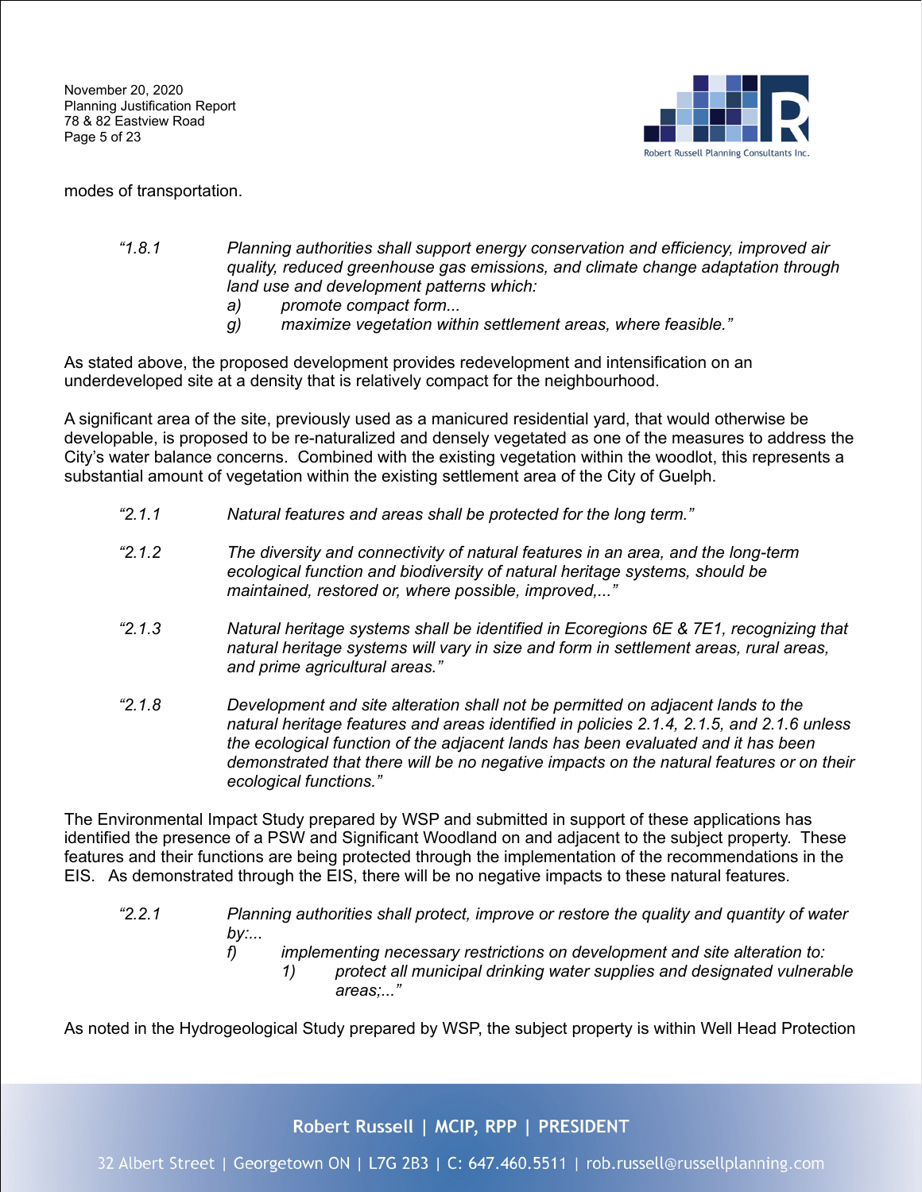modes of transportation.

> "1.8.1 *Planning authorities shall support energy conservation and efficiency, improved air quality, reduced greenhouse gas emissions, and climate change adaptation through land use and development patterns which:*
> *a) promote compact form...*
> *g) maximize vegetation within settlement areas, where feasible."*

As stated above, the proposed development provides redevelopment and intensification on an underdeveloped site at a density that is relatively compact for the neighbourhood.

A significant area of the site, previously used as a manicured residential yard, that would otherwise be developable, is proposed to be re-naturalized and densely vegetated as one of the measures to address the City's water balance concerns. Combined with the existing vegetation within the woodlot, this represents a substantial amount of vegetation within the existing settlement area of the City of Guelph.

> "2.1.1 *Natural features and areas shall be protected for the long term."*

> "2.1.2 *The diversity and connectivity of natural features in an area, and the long-term ecological function and biodiversity of natural heritage systems, should be maintained, restored or, where possible, improved,..."*

> "2.1.3 *Natural heritage systems shall be identified in Ecoregions 6E & 7E1, recognizing that natural heritage systems will vary in size and form in settlement areas, rural areas, and prime agricultural areas."*

> "2.1.8 *Development and site alteration shall not be permitted on adjacent lands to the natural heritage features and areas identified in policies 2.1.4, 2.1.5, and 2.1.6 unless the ecological function of the adjacent lands has been evaluated and it has been demonstrated that there will be no negative impacts on the natural features or on their ecological functions."*

The Environmental Impact Study prepared by WSP and submitted in support of these applications has identified the presence of a PSW and Significant Woodland on and adjacent to the subject property. These features and their functions are being protected through the implementation of the recommendations in the EIS. As demonstrated through the EIS, there will be no negative impacts to these natural features.

> "2.2.1 *Planning authorities shall protect, improve or restore the quality and quantity of water by:...*
> *f) implementing necessary restrictions on development and site alteration to:*
> *1) protect all municipal drinking water supplies and designated vulnerable areas;..."*

As noted in the Hydrogeological Study prepared by WSP, the subject property is within Well Head Protection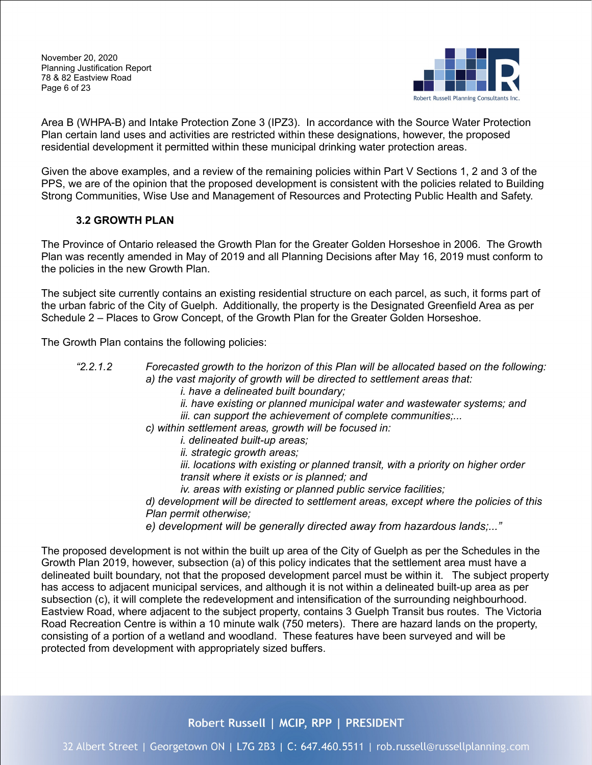Area B (WHPA-B) and Intake Protection Zone 3 (IPZ3). In accordance with the Source Water Protection Plan certain land uses and activities are restricted within these designations, however, the proposed residential development it permitted within these municipal drinking water protection areas.

Given the above examples, and a review of the remaining policies within Part V Sections 1, 2 and 3 of the PPS, we are of the opinion that the proposed development is consistent with the policies related to Building Strong Communities, Wise Use and Management of Resources and Protecting Public Health and Safety.

### 3.2 GROWTH PLAN

The Province of Ontario released the Growth Plan for the Greater Golden Horseshoe in 2006. The Growth Plan was recently amended in May of 2019 and all Planning Decisions after May 16, 2019 must conform to the policies in the new Growth Plan.

The subject site currently contains an existing residential structure on each parcel, as such, it forms part of the urban fabric of the City of Guelph. Additionally, the property is the Designated Greenfield Area as per Schedule 2 – Places to Grow Concept, of the Growth Plan for the Greater Golden Horseshoe.

The Growth Plan contains the following policies:

> *"2.2.1.2 Forecasted growth to the horizon of this Plan will be allocated based on the following:*
> *a) the vast majority of growth will be directed to settlement areas that:*
> *i. have a delineated built boundary;*
> *ii. have existing or planned municipal water and wastewater systems; and*
> *iii. can support the achievement of complete communities;...*
> *c) within settlement areas, growth will be focused in:*
> *i. delineated built-up areas;*
> *ii. strategic growth areas;*
> *iii. locations with existing or planned transit, with a priority on higher order transit where it exists or is planned; and*
> *iv. areas with existing or planned public service facilities;*
> *d) development will be directed to settlement areas, except where the policies of this Plan permit otherwise;*
> *e) development will be generally directed away from hazardous lands;..."*

The proposed development is not within the built up area of the City of Guelph as per the Schedules in the Growth Plan 2019, however, subsection (a) of this policy indicates that the settlement area must have a delineated built boundary, not that the proposed development parcel must be within it. The subject property has access to adjacent municipal services, and although it is not within a delineated built-up area as per subsection (c), it will complete the redevelopment and intensification of the surrounding neighbourhood. Eastview Road, where adjacent to the subject property, contains 3 Guelph Transit bus routes. The Victoria Road Recreation Centre is within a 10 minute walk (750 meters). There are hazard lands on the property, consisting of a portion of a wetland and woodland. These features have been surveyed and will be protected from development with appropriately sized buffers.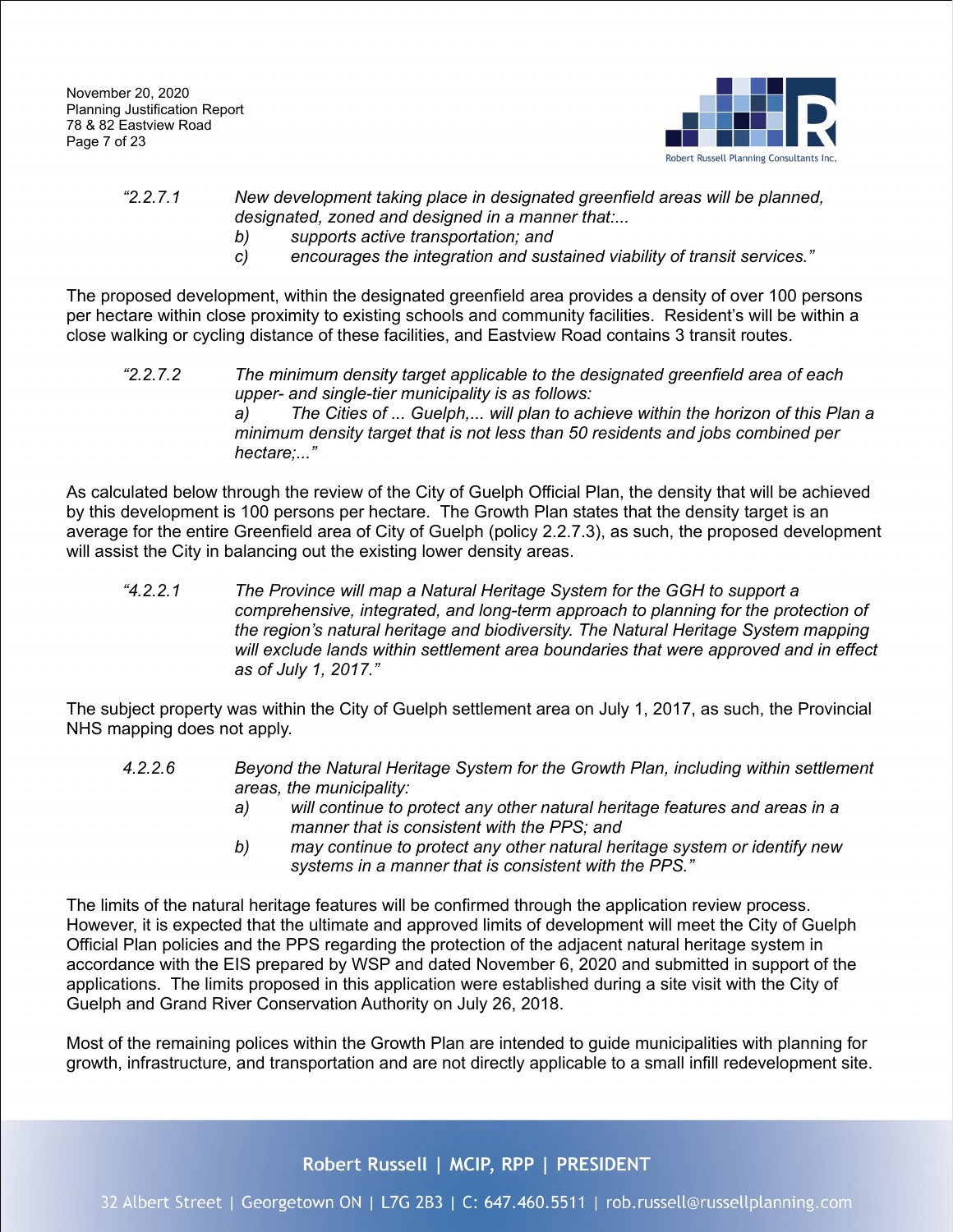> *"2.2.7.1 New development taking place in designated greenfield areas will be planned, designated, zoned and designed in a manner that:...*
>
> *b) supports active transportation; and*
>
> *c) encourages the integration and sustained viability of transit services."*

The proposed development, within the designated greenfield area provides a density of over 100 persons per hectare within close proximity to existing schools and community facilities. Resident's will be within a close walking or cycling distance of these facilities, and Eastview Road contains 3 transit routes.

> *"2.2.7.2 The minimum density target applicable to the designated greenfield area of each upper- and single-tier municipality is as follows:*
>
> *a) The Cities of ... Guelph,... will plan to achieve within the horizon of this Plan a minimum density target that is not less than 50 residents and jobs combined per hectare;..."*

As calculated below through the review of the City of Guelph Official Plan, the density that will be achieved by this development is 100 persons per hectare. The Growth Plan states that the density target is an average for the entire Greenfield area of City of Guelph (policy 2.2.7.3), as such, the proposed development will assist the City in balancing out the existing lower density areas.

> *"4.2.2.1 The Province will map a Natural Heritage System for the GGH to support a comprehensive, integrated, and long-term approach to planning for the protection of the region's natural heritage and biodiversity. The Natural Heritage System mapping will exclude lands within settlement area boundaries that were approved and in effect as of July 1, 2017."*

The subject property was within the City of Guelph settlement area on July 1, 2017, as such, the Provincial NHS mapping does not apply.

> *4.2.2.6 Beyond the Natural Heritage System for the Growth Plan, including within settlement areas, the municipality:*
>
> *a) will continue to protect any other natural heritage features and areas in a manner that is consistent with the PPS; and*
>
> *b) may continue to protect any other natural heritage system or identify new systems in a manner that is consistent with the PPS."*

The limits of the natural heritage features will be confirmed through the application review process. However, it is expected that the ultimate and approved limits of development will meet the City of Guelph Official Plan policies and the PPS regarding the protection of the adjacent natural heritage system in accordance with the EIS prepared by WSP and dated November 6, 2020 and submitted in support of the applications. The limits proposed in this application were established during a site visit with the City of Guelph and Grand River Conservation Authority on July 26, 2018.

Most of the remaining polices within the Growth Plan are intended to guide municipalities with planning for growth, infrastructure, and transportation and are not directly applicable to a small infill redevelopment site.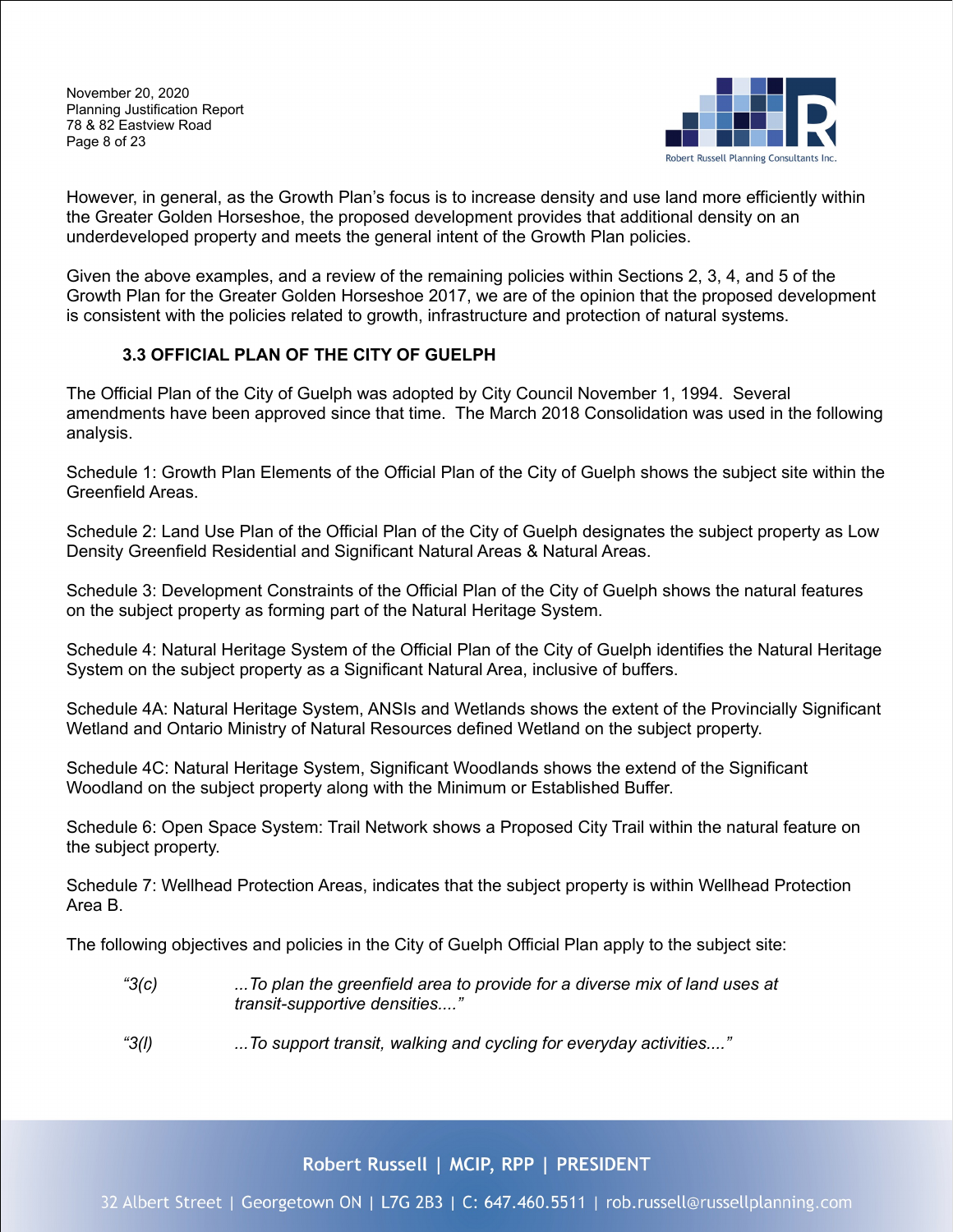However, in general, as the Growth Plan's focus is to increase density and use land more efficiently within the Greater Golden Horseshoe, the proposed development provides that additional density on an underdeveloped property and meets the general intent of the Growth Plan policies.

Given the above examples, and a review of the remaining policies within Sections 2, 3, 4, and 5 of the Growth Plan for the Greater Golden Horseshoe 2017, we are of the opinion that the proposed development is consistent with the policies related to growth, infrastructure and protection of natural systems.

### 3.3 OFFICIAL PLAN OF THE CITY OF GUELPH

The Official Plan of the City of Guelph was adopted by City Council November 1, 1994. Several amendments have been approved since that time. The March 2018 Consolidation was used in the following analysis.

Schedule 1: Growth Plan Elements of the Official Plan of the City of Guelph shows the subject site within the Greenfield Areas.

Schedule 2: Land Use Plan of the Official Plan of the City of Guelph designates the subject property as Low Density Greenfield Residential and Significant Natural Areas & Natural Areas.

Schedule 3: Development Constraints of the Official Plan of the City of Guelph shows the natural features on the subject property as forming part of the Natural Heritage System.

Schedule 4: Natural Heritage System of the Official Plan of the City of Guelph identifies the Natural Heritage System on the subject property as a Significant Natural Area, inclusive of buffers.

Schedule 4A: Natural Heritage System, ANSIs and Wetlands shows the extent of the Provincially Significant Wetland and Ontario Ministry of Natural Resources defined Wetland on the subject property.

Schedule 4C: Natural Heritage System, Significant Woodlands shows the extend of the Significant Woodland on the subject property along with the Minimum or Established Buffer.

Schedule 6: Open Space System: Trail Network shows a Proposed City Trail within the natural feature on the subject property.

Schedule 7: Wellhead Protection Areas, indicates that the subject property is within Wellhead Protection Area B.

The following objectives and policies in the City of Guelph Official Plan apply to the subject site:

*"3(c)* *...To plan the greenfield area to provide for a diverse mix of land uses at transit-supportive densities...."*

*"3(l)* *...To support transit, walking and cycling for everyday activities...."*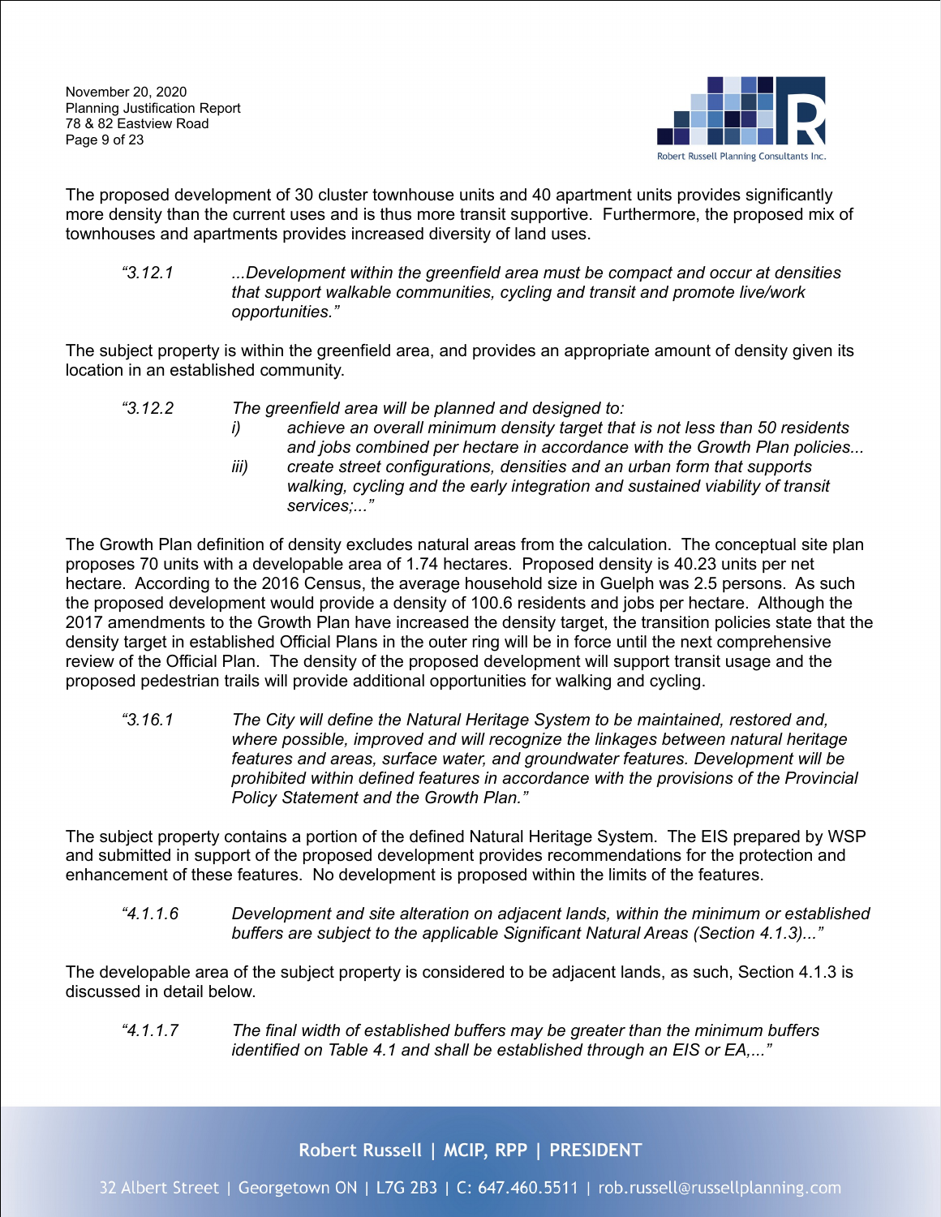The proposed development of 30 cluster townhouse units and 40 apartment units provides significantly more density than the current uses and is thus more transit supportive. Furthermore, the proposed mix of townhouses and apartments provides increased diversity of land uses.

> *"3.12.1 ...Development within the greenfield area must be compact and occur at densities that support walkable communities, cycling and transit and promote live/work opportunities."*

The subject property is within the greenfield area, and provides an appropriate amount of density given its location in an established community.

> *"3.12.2 The greenfield area will be planned and designed to:*
>
> *i) achieve an overall minimum density target that is not less than 50 residents and jobs combined per hectare in accordance with the Growth Plan policies...*
>
> *iii) create street configurations, densities and an urban form that supports walking, cycling and the early integration and sustained viability of transit services;..."*

The Growth Plan definition of density excludes natural areas from the calculation. The conceptual site plan proposes 70 units with a developable area of 1.74 hectares. Proposed density is 40.23 units per net hectare. According to the 2016 Census, the average household size in Guelph was 2.5 persons. As such the proposed development would provide a density of 100.6 residents and jobs per hectare. Although the 2017 amendments to the Growth Plan have increased the density target, the transition policies state that the density target in established Official Plans in the outer ring will be in force until the next comprehensive review of the Official Plan. The density of the proposed development will support transit usage and the proposed pedestrian trails will provide additional opportunities for walking and cycling.

> *"3.16.1 The City will define the Natural Heritage System to be maintained, restored and, where possible, improved and will recognize the linkages between natural heritage features and areas, surface water, and groundwater features. Development will be prohibited within defined features in accordance with the provisions of the Provincial Policy Statement and the Growth Plan."*

The subject property contains a portion of the defined Natural Heritage System. The EIS prepared by WSP and submitted in support of the proposed development provides recommendations for the protection and enhancement of these features. No development is proposed within the limits of the features.

> *"4.1.1.6 Development and site alteration on adjacent lands, within the minimum or established buffers are subject to the applicable Significant Natural Areas (Section 4.1.3)..."*

The developable area of the subject property is considered to be adjacent lands, as such, Section 4.1.3 is discussed in detail below.

> *"4.1.1.7 The final width of established buffers may be greater than the minimum buffers identified on Table 4.1 and shall be established through an EIS or EA,..."*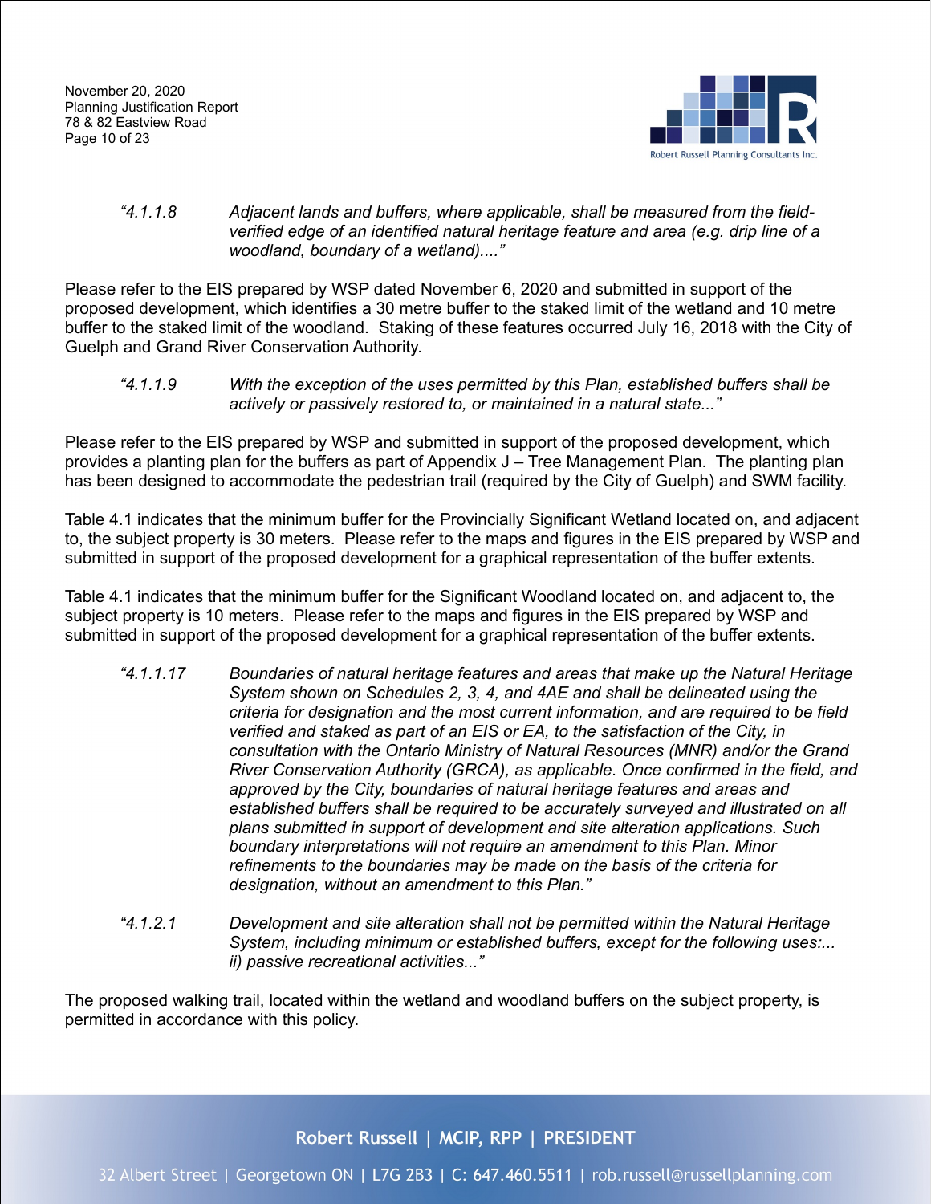*"4.1.1.8 Adjacent lands and buffers, where applicable, shall be measured from the field-verified edge of an identified natural heritage feature and area (e.g. drip line of a woodland, boundary of a wetland)...."*

Please refer to the EIS prepared by WSP dated November 6, 2020 and submitted in support of the proposed development, which identifies a 30 metre buffer to the staked limit of the wetland and 10 metre buffer to the staked limit of the woodland. Staking of these features occurred July 16, 2018 with the City of Guelph and Grand River Conservation Authority.

*"4.1.1.9 With the exception of the uses permitted by this Plan, established buffers shall be actively or passively restored to, or maintained in a natural state..."*

Please refer to the EIS prepared by WSP and submitted in support of the proposed development, which provides a planting plan for the buffers as part of Appendix J – Tree Management Plan. The planting plan has been designed to accommodate the pedestrian trail (required by the City of Guelph) and SWM facility.

Table 4.1 indicates that the minimum buffer for the Provincially Significant Wetland located on, and adjacent to, the subject property is 30 meters. Please refer to the maps and figures in the EIS prepared by WSP and submitted in support of the proposed development for a graphical representation of the buffer extents.

Table 4.1 indicates that the minimum buffer for the Significant Woodland located on, and adjacent to, the subject property is 10 meters. Please refer to the maps and figures in the EIS prepared by WSP and submitted in support of the proposed development for a graphical representation of the buffer extents.

*"4.1.1.17 Boundaries of natural heritage features and areas that make up the Natural Heritage System shown on Schedules 2, 3, 4, and 4AE and shall be delineated using the criteria for designation and the most current information, and are required to be field verified and staked as part of an EIS or EA, to the satisfaction of the City, in consultation with the Ontario Ministry of Natural Resources (MNR) and/or the Grand River Conservation Authority (GRCA), as applicable. Once confirmed in the field, and approved by the City, boundaries of natural heritage features and areas and established buffers shall be required to be accurately surveyed and illustrated on all plans submitted in support of development and site alteration applications. Such boundary interpretations will not require an amendment to this Plan. Minor refinements to the boundaries may be made on the basis of the criteria for designation, without an amendment to this Plan."*

*"4.1.2.1 Development and site alteration shall not be permitted within the Natural Heritage System, including minimum or established buffers, except for the following uses:... ii) passive recreational activities..."*

The proposed walking trail, located within the wetland and woodland buffers on the subject property, is permitted in accordance with this policy.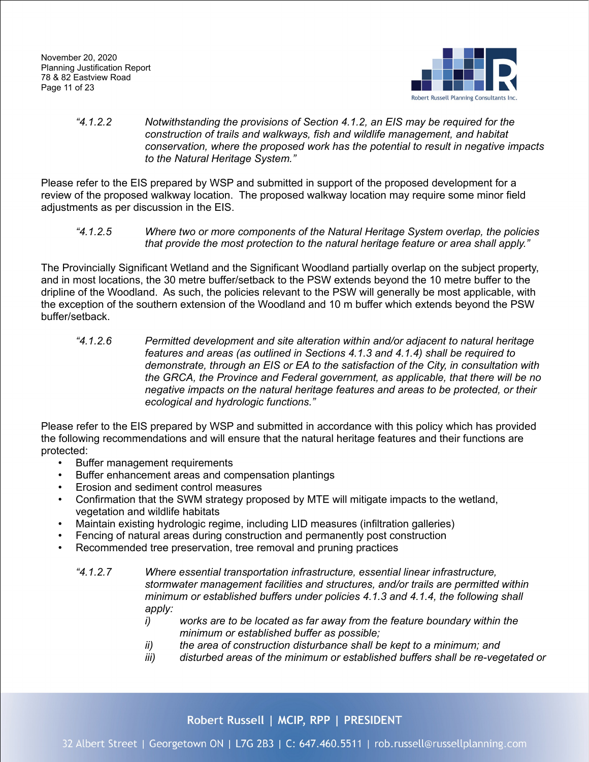*"4.1.2.2 Notwithstanding the provisions of Section 4.1.2, an EIS may be required for the construction of trails and walkways, fish and wildlife management, and habitat conservation, where the proposed work has the potential to result in negative impacts to the Natural Heritage System."*

Please refer to the EIS prepared by WSP and submitted in support of the proposed development for a review of the proposed walkway location. The proposed walkway location may require some minor field adjustments as per discussion in the EIS.

*"4.1.2.5 Where two or more components of the Natural Heritage System overlap, the policies that provide the most protection to the natural heritage feature or area shall apply."*

The Provincially Significant Wetland and the Significant Woodland partially overlap on the subject property, and in most locations, the 30 metre buffer/setback to the PSW extends beyond the 10 metre buffer to the dripline of the Woodland. As such, the policies relevant to the PSW will generally be most applicable, with the exception of the southern extension of the Woodland and 10 m buffer which extends beyond the PSW buffer/setback.

*"4.1.2.6 Permitted development and site alteration within and/or adjacent to natural heritage features and areas (as outlined in Sections 4.1.3 and 4.1.4) shall be required to demonstrate, through an EIS or EA to the satisfaction of the City, in consultation with the GRCA, the Province and Federal government, as applicable, that there will be no negative impacts on the natural heritage features and areas to be protected, or their ecological and hydrologic functions."*

Please refer to the EIS prepared by WSP and submitted in accordance with this policy which has provided the following recommendations and will ensure that the natural heritage features and their functions are protected:

- Buffer management requirements
- Buffer enhancement areas and compensation plantings
- Erosion and sediment control measures
- Confirmation that the SWM strategy proposed by MTE will mitigate impacts to the wetland, vegetation and wildlife habitats
- Maintain existing hydrologic regime, including LID measures (infiltration galleries)
- Fencing of natural areas during construction and permanently post construction
- Recommended tree preservation, tree removal and pruning practices

*"4.1.2.7 Where essential transportation infrastructure, essential linear infrastructure, stormwater management facilities and structures, and/or trails are permitted within minimum or established buffers under policies 4.1.3 and 4.1.4, the following shall apply:*

*i) works are to be located as far away from the feature boundary within the minimum or established buffer as possible;*

*ii) the area of construction disturbance shall be kept to a minimum; and*

*iii) disturbed areas of the minimum or established buffers shall be re-vegetated or*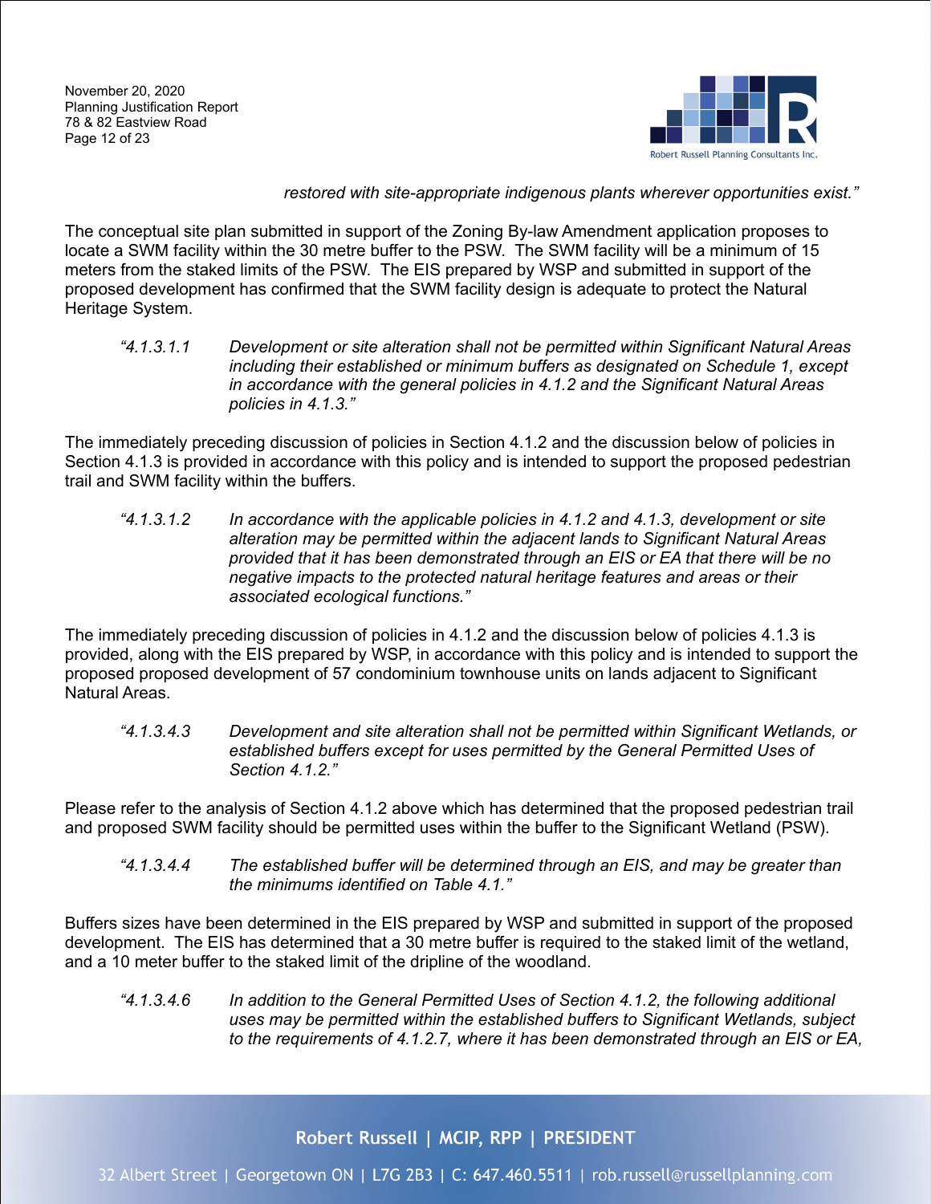*restored with site-appropriate indigenous plants wherever opportunities exist."*

The conceptual site plan submitted in support of the Zoning By-law Amendment application proposes to locate a SWM facility within the 30 metre buffer to the PSW. The SWM facility will be a minimum of 15 meters from the staked limits of the PSW. The EIS prepared by WSP and submitted in support of the proposed development has confirmed that the SWM facility design is adequate to protect the Natural Heritage System.

> *"4.1.3.1.1 Development or site alteration shall not be permitted within Significant Natural Areas including their established or minimum buffers as designated on Schedule 1, except in accordance with the general policies in 4.1.2 and the Significant Natural Areas policies in 4.1.3."*

The immediately preceding discussion of policies in Section 4.1.2 and the discussion below of policies in Section 4.1.3 is provided in accordance with this policy and is intended to support the proposed pedestrian trail and SWM facility within the buffers.

> *"4.1.3.1.2 In accordance with the applicable policies in 4.1.2 and 4.1.3, development or site alteration may be permitted within the adjacent lands to Significant Natural Areas provided that it has been demonstrated through an EIS or EA that there will be no negative impacts to the protected natural heritage features and areas or their associated ecological functions."*

The immediately preceding discussion of policies in 4.1.2 and the discussion below of policies 4.1.3 is provided, along with the EIS prepared by WSP, in accordance with this policy and is intended to support the proposed proposed development of 57 condominium townhouse units on lands adjacent to Significant Natural Areas.

> *"4.1.3.4.3 Development and site alteration shall not be permitted within Significant Wetlands, or established buffers except for uses permitted by the General Permitted Uses of Section 4.1.2."*

Please refer to the analysis of Section 4.1.2 above which has determined that the proposed pedestrian trail and proposed SWM facility should be permitted uses within the buffer to the Significant Wetland (PSW).

> *"4.1.3.4.4 The established buffer will be determined through an EIS, and may be greater than the minimums identified on Table 4.1."*

Buffers sizes have been determined in the EIS prepared by WSP and submitted in support of the proposed development. The EIS has determined that a 30 metre buffer is required to the staked limit of the wetland, and a 10 meter buffer to the staked limit of the dripline of the woodland.

> *"4.1.3.4.6 In addition to the General Permitted Uses of Section 4.1.2, the following additional uses may be permitted within the established buffers to Significant Wetlands, subject to the requirements of 4.1.2.7, where it has been demonstrated through an EIS or EA,*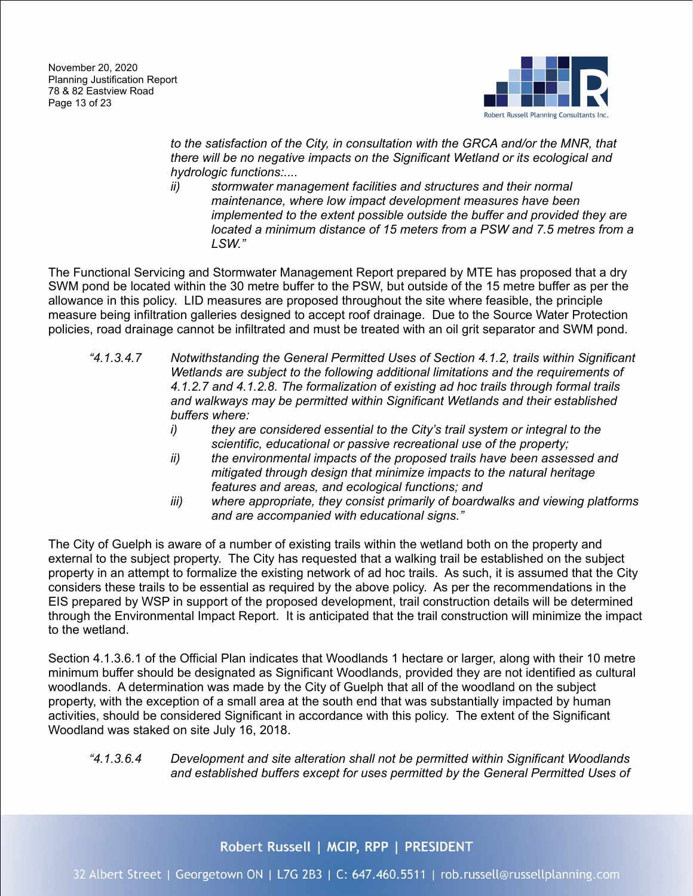*to the satisfaction of the City, in consultation with the GRCA and/or the MNR, that there will be no negative impacts on the Significant Wetland or its ecological and hydrologic functions:....*

*ii) stormwater management facilities and structures and their normal maintenance, where low impact development measures have been implemented to the extent possible outside the buffer and provided they are located a minimum distance of 15 meters from a PSW and 7.5 metres from a LSW."*

The Functional Servicing and Stormwater Management Report prepared by MTE has proposed that a dry SWM pond be located within the 30 metre buffer to the PSW, but outside of the 15 metre buffer as per the allowance in this policy. LID measures are proposed throughout the site where feasible, the principle measure being infiltration galleries designed to accept roof drainage. Due to the Source Water Protection policies, road drainage cannot be infiltrated and must be treated with an oil grit separator and SWM pond.

*"4.1.3.4.7 Notwithstanding the General Permitted Uses of Section 4.1.2, trails within Significant Wetlands are subject to the following additional limitations and the requirements of 4.1.2.7 and 4.1.2.8. The formalization of existing ad hoc trails through formal trails and walkways may be permitted within Significant Wetlands and their established buffers where:*

*i) they are considered essential to the City's trail system or integral to the scientific, educational or passive recreational use of the property;*

*ii) the environmental impacts of the proposed trails have been assessed and mitigated through design that minimize impacts to the natural heritage features and areas, and ecological functions; and*

*iii) where appropriate, they consist primarily of boardwalks and viewing platforms and are accompanied with educational signs."*

The City of Guelph is aware of a number of existing trails within the wetland both on the property and external to the subject property. The City has requested that a walking trail be established on the subject property in an attempt to formalize the existing network of ad hoc trails. As such, it is assumed that the City considers these trails to be essential as required by the above policy. As per the recommendations in the EIS prepared by WSP in support of the proposed development, trail construction details will be determined through the Environmental Impact Report. It is anticipated that the trail construction will minimize the impact to the wetland.

Section 4.1.3.6.1 of the Official Plan indicates that Woodlands 1 hectare or larger, along with their 10 metre minimum buffer should be designated as Significant Woodlands, provided they are not identified as cultural woodlands. A determination was made by the City of Guelph that all of the woodland on the subject property, with the exception of a small area at the south end that was substantially impacted by human activities, should be considered Significant in accordance with this policy. The extent of the Significant Woodland was staked on site July 16, 2018.

*"4.1.3.6.4 Development and site alteration shall not be permitted within Significant Woodlands and established buffers except for uses permitted by the General Permitted Uses of*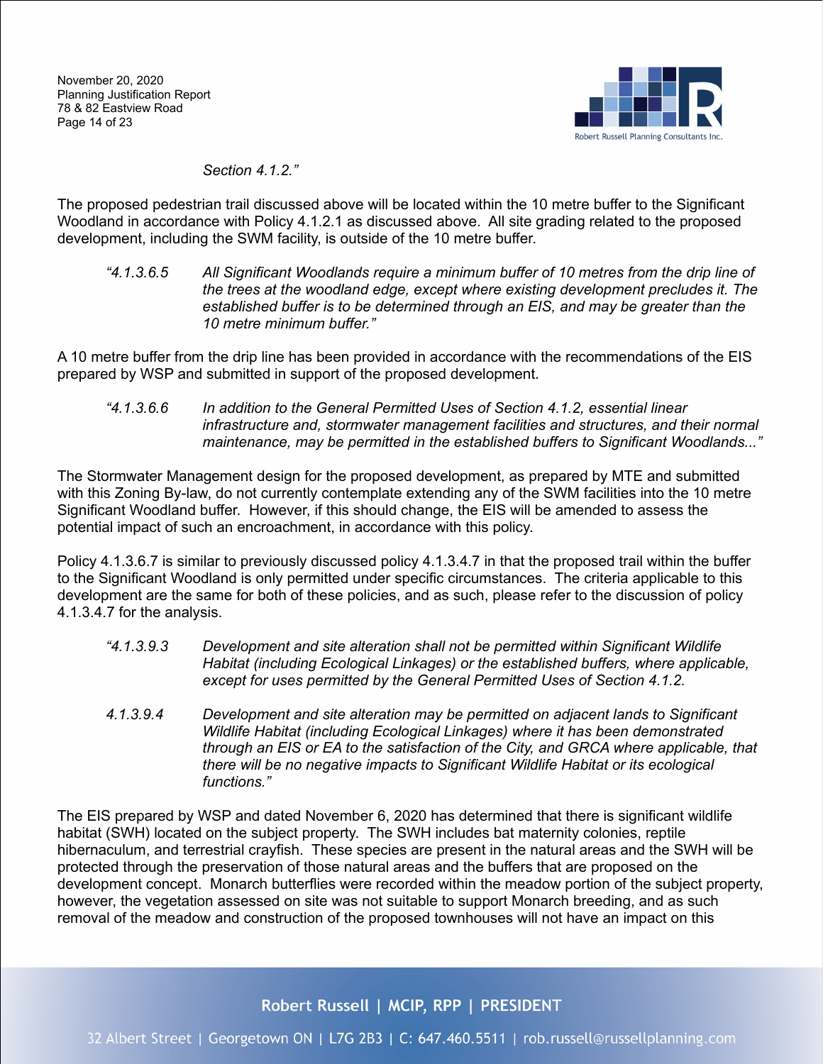*Section 4.1.2."*

The proposed pedestrian trail discussed above will be located within the 10 metre buffer to the Significant Woodland in accordance with Policy 4.1.2.1 as discussed above. All site grading related to the proposed development, including the SWM facility, is outside of the 10 metre buffer.

> *"4.1.3.6.5 All Significant Woodlands require a minimum buffer of 10 metres from the drip line of the trees at the woodland edge, except where existing development precludes it. The established buffer is to be determined through an EIS, and may be greater than the 10 metre minimum buffer."*

A 10 metre buffer from the drip line has been provided in accordance with the recommendations of the EIS prepared by WSP and submitted in support of the proposed development.

> *"4.1.3.6.6 In addition to the General Permitted Uses of Section 4.1.2, essential linear infrastructure and, stormwater management facilities and structures, and their normal maintenance, may be permitted in the established buffers to Significant Woodlands..."*

The Stormwater Management design for the proposed development, as prepared by MTE and submitted with this Zoning By-law, do not currently contemplate extending any of the SWM facilities into the 10 metre Significant Woodland buffer. However, if this should change, the EIS will be amended to assess the potential impact of such an encroachment, in accordance with this policy.

Policy 4.1.3.6.7 is similar to previously discussed policy 4.1.3.4.7 in that the proposed trail within the buffer to the Significant Woodland is only permitted under specific circumstances. The criteria applicable to this development are the same for both of these policies, and as such, please refer to the discussion of policy 4.1.3.4.7 for the analysis.

> *"4.1.3.9.3 Development and site alteration shall not be permitted within Significant Wildlife Habitat (including Ecological Linkages) or the established buffers, where applicable, except for uses permitted by the General Permitted Uses of Section 4.1.2.*
>
> *4.1.3.9.4 Development and site alteration may be permitted on adjacent lands to Significant Wildlife Habitat (including Ecological Linkages) where it has been demonstrated through an EIS or EA to the satisfaction of the City, and GRCA where applicable, that there will be no negative impacts to Significant Wildlife Habitat or its ecological functions."*

The EIS prepared by WSP and dated November 6, 2020 has determined that there is significant wildlife habitat (SWH) located on the subject property. The SWH includes bat maternity colonies, reptile hibernaculum, and terrestrial crayfish. These species are present in the natural areas and the SWH will be protected through the preservation of those natural areas and the buffers that are proposed on the development concept. Monarch butterflies were recorded within the meadow portion of the subject property, however, the vegetation assessed on site was not suitable to support Monarch breeding, and as such removal of the meadow and construction of the proposed townhouses will not have an impact on this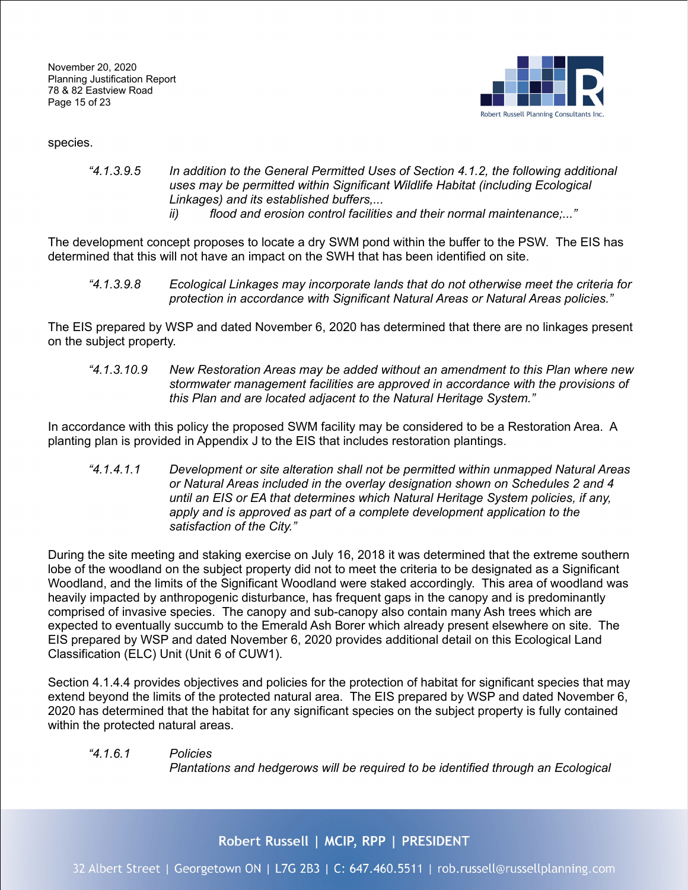species.

> *"4.1.3.9.5 In addition to the General Permitted Uses of Section 4.1.2, the following additional uses may be permitted within Significant Wildlife Habitat (including Ecological Linkages) and its established buffers,...*
> *ii) flood and erosion control facilities and their normal maintenance;..."*

The development concept proposes to locate a dry SWM pond within the buffer to the PSW. The EIS has determined that this will not have an impact on the SWH that has been identified on site.

> *"4.1.3.9.8 Ecological Linkages may incorporate lands that do not otherwise meet the criteria for protection in accordance with Significant Natural Areas or Natural Areas policies."*

The EIS prepared by WSP and dated November 6, 2020 has determined that there are no linkages present on the subject property.

> *"4.1.3.10.9 New Restoration Areas may be added without an amendment to this Plan where new stormwater management facilities are approved in accordance with the provisions of this Plan and are located adjacent to the Natural Heritage System."*

In accordance with this policy the proposed SWM facility may be considered to be a Restoration Area. A planting plan is provided in Appendix J to the EIS that includes restoration plantings.

> *"4.1.4.1.1 Development or site alteration shall not be permitted within unmapped Natural Areas or Natural Areas included in the overlay designation shown on Schedules 2 and 4 until an EIS or EA that determines which Natural Heritage System policies, if any, apply and is approved as part of a complete development application to the satisfaction of the City."*

During the site meeting and staking exercise on July 16, 2018 it was determined that the extreme southern lobe of the woodland on the subject property did not to meet the criteria to be designated as a Significant Woodland, and the limits of the Significant Woodland were staked accordingly. This area of woodland was heavily impacted by anthropogenic disturbance, has frequent gaps in the canopy and is predominantly comprised of invasive species. The canopy and sub-canopy also contain many Ash trees which are expected to eventually succumb to the Emerald Ash Borer which already present elsewhere on site. The EIS prepared by WSP and dated November 6, 2020 provides additional detail on this Ecological Land Classification (ELC) Unit (Unit 6 of CUW1).

Section 4.1.4.4 provides objectives and policies for the protection of habitat for significant species that may extend beyond the limits of the protected natural area. The EIS prepared by WSP and dated November 6, 2020 has determined that the habitat for any significant species on the subject property is fully contained within the protected natural areas.

> *"4.1.6.1 Policies*
> *Plantations and hedgerows will be required to be identified through an Ecological*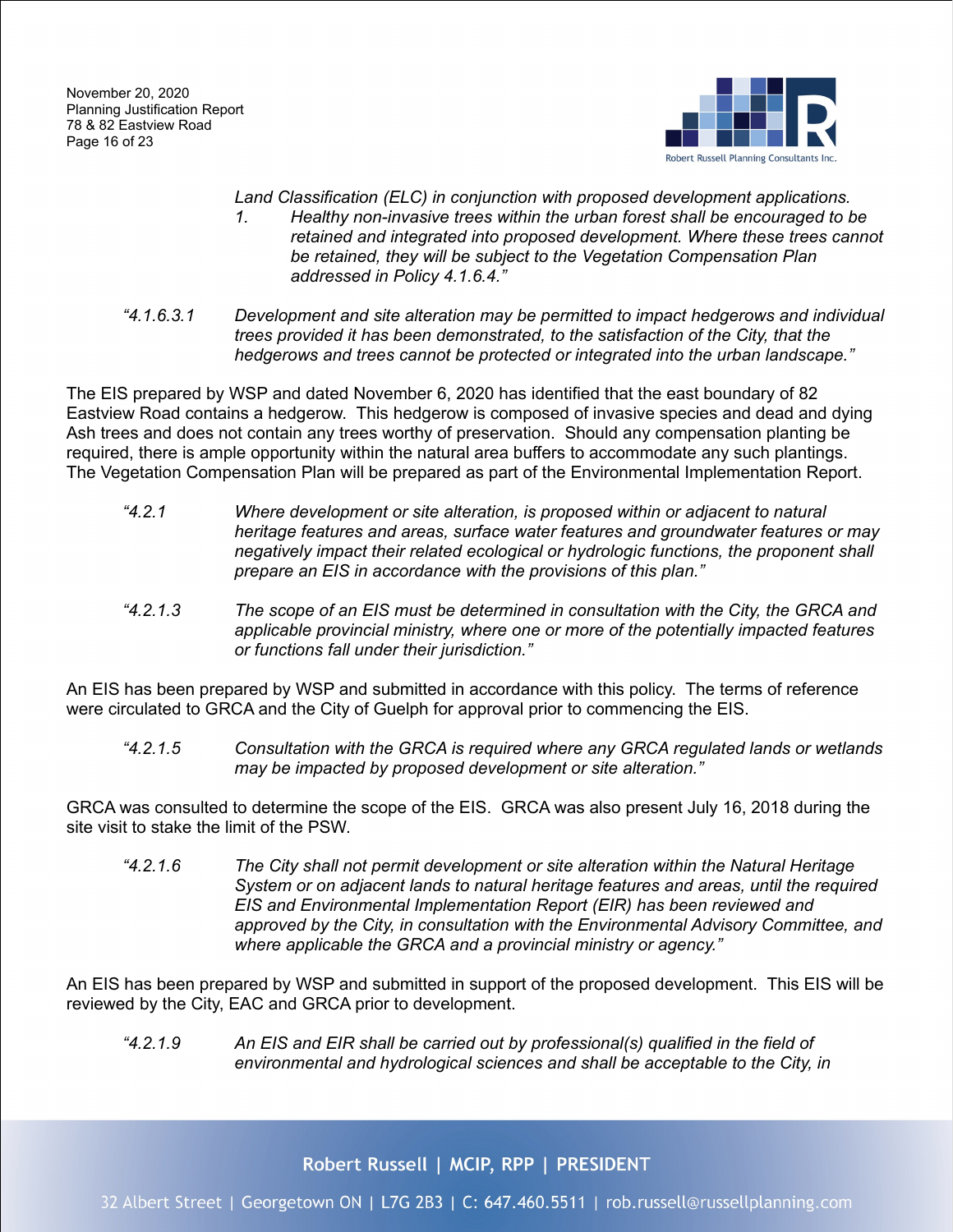*Land Classification (ELC) in conjunction with proposed development applications.*

*1. Healthy non-invasive trees within the urban forest shall be encouraged to be retained and integrated into proposed development. Where these trees cannot be retained, they will be subject to the Vegetation Compensation Plan addressed in Policy 4.1.6.4."*

*"4.1.6.3.1 Development and site alteration may be permitted to impact hedgerows and individual trees provided it has been demonstrated, to the satisfaction of the City, that the hedgerows and trees cannot be protected or integrated into the urban landscape."*

The EIS prepared by WSP and dated November 6, 2020 has identified that the east boundary of 82 Eastview Road contains a hedgerow. This hedgerow is composed of invasive species and dead and dying Ash trees and does not contain any trees worthy of preservation. Should any compensation planting be required, there is ample opportunity within the natural area buffers to accommodate any such plantings. The Vegetation Compensation Plan will be prepared as part of the Environmental Implementation Report.

*"4.2.1 Where development or site alteration, is proposed within or adjacent to natural heritage features and areas, surface water features and groundwater features or may negatively impact their related ecological or hydrologic functions, the proponent shall prepare an EIS in accordance with the provisions of this plan."*

*"4.2.1.3 The scope of an EIS must be determined in consultation with the City, the GRCA and applicable provincial ministry, where one or more of the potentially impacted features or functions fall under their jurisdiction."*

An EIS has been prepared by WSP and submitted in accordance with this policy. The terms of reference were circulated to GRCA and the City of Guelph for approval prior to commencing the EIS.

*"4.2.1.5 Consultation with the GRCA is required where any GRCA regulated lands or wetlands may be impacted by proposed development or site alteration."*

GRCA was consulted to determine the scope of the EIS. GRCA was also present July 16, 2018 during the site visit to stake the limit of the PSW.

*"4.2.1.6 The City shall not permit development or site alteration within the Natural Heritage System or on adjacent lands to natural heritage features and areas, until the required EIS and Environmental Implementation Report (EIR) has been reviewed and approved by the City, in consultation with the Environmental Advisory Committee, and where applicable the GRCA and a provincial ministry or agency."*

An EIS has been prepared by WSP and submitted in support of the proposed development. This EIS will be reviewed by the City, EAC and GRCA prior to development.

*"4.2.1.9 An EIS and EIR shall be carried out by professional(s) qualified in the field of environmental and hydrological sciences and shall be acceptable to the City, in*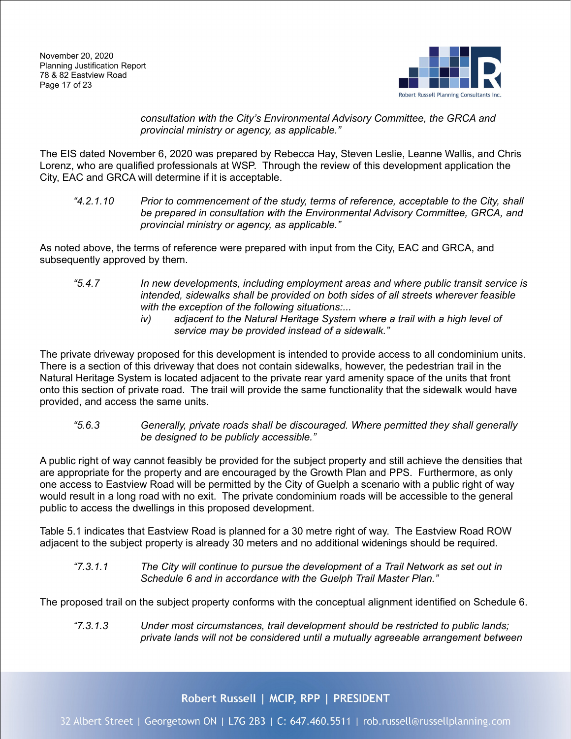*consultation with the City's Environmental Advisory Committee, the GRCA and provincial ministry or agency, as applicable."*

The EIS dated November 6, 2020 was prepared by Rebecca Hay, Steven Leslie, Leanne Wallis, and Chris Lorenz, who are qualified professionals at WSP. Through the review of this development application the City, EAC and GRCA will determine if it is acceptable.

> *"4.2.1.10 Prior to commencement of the study, terms of reference, acceptable to the City, shall be prepared in consultation with the Environmental Advisory Committee, GRCA, and provincial ministry or agency, as applicable."*

As noted above, the terms of reference were prepared with input from the City, EAC and GRCA, and subsequently approved by them.

> *"5.4.7 In new developments, including employment areas and where public transit service is intended, sidewalks shall be provided on both sides of all streets wherever feasible with the exception of the following situations:...*
>
> *iv) adjacent to the Natural Heritage System where a trail with a high level of service may be provided instead of a sidewalk."*

The private driveway proposed for this development is intended to provide access to all condominium units. There is a section of this driveway that does not contain sidewalks, however, the pedestrian trail in the Natural Heritage System is located adjacent to the private rear yard amenity space of the units that front onto this section of private road. The trail will provide the same functionality that the sidewalk would have provided, and access the same units.

> *"5.6.3 Generally, private roads shall be discouraged. Where permitted they shall generally be designed to be publicly accessible."*

A public right of way cannot feasibly be provided for the subject property and still achieve the densities that are appropriate for the property and are encouraged by the Growth Plan and PPS. Furthermore, as only one access to Eastview Road will be permitted by the City of Guelph a scenario with a public right of way would result in a long road with no exit. The private condominium roads will be accessible to the general public to access the dwellings in this proposed development.

Table 5.1 indicates that Eastview Road is planned for a 30 metre right of way. The Eastview Road ROW adjacent to the subject property is already 30 meters and no additional widenings should be required.

> *"7.3.1.1 The City will continue to pursue the development of a Trail Network as set out in Schedule 6 and in accordance with the Guelph Trail Master Plan."*

The proposed trail on the subject property conforms with the conceptual alignment identified on Schedule 6.

> *"7.3.1.3 Under most circumstances, trail development should be restricted to public lands; private lands will not be considered until a mutually agreeable arrangement between*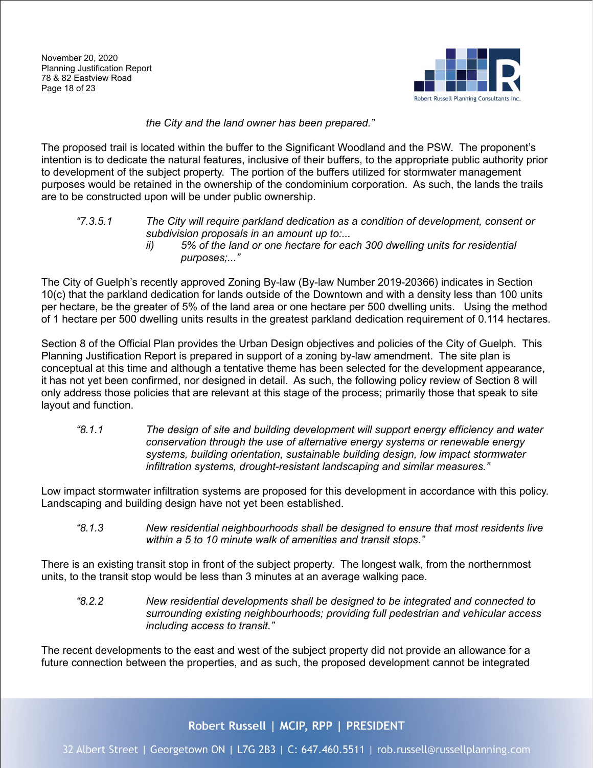*the City and the land owner has been prepared."*

The proposed trail is located within the buffer to the Significant Woodland and the PSW. The proponent's intention is to dedicate the natural features, inclusive of their buffers, to the appropriate public authority prior to development of the subject property. The portion of the buffers utilized for stormwater management purposes would be retained in the ownership of the condominium corporation. As such, the lands the trails are to be constructed upon will be under public ownership.

> *"7.3.5.1 The City will require parkland dedication as a condition of development, consent or subdivision proposals in an amount up to:...*
>
> *ii) 5% of the land or one hectare for each 300 dwelling units for residential purposes;..."*

The City of Guelph's recently approved Zoning By-law (By-law Number 2019-20366) indicates in Section 10(c) that the parkland dedication for lands outside of the Downtown and with a density less than 100 units per hectare, be the greater of 5% of the land area or one hectare per 500 dwelling units. Using the method of 1 hectare per 500 dwelling units results in the greatest parkland dedication requirement of 0.114 hectares.

Section 8 of the Official Plan provides the Urban Design objectives and policies of the City of Guelph. This Planning Justification Report is prepared in support of a zoning by-law amendment. The site plan is conceptual at this time and although a tentative theme has been selected for the development appearance, it has not yet been confirmed, nor designed in detail. As such, the following policy review of Section 8 will only address those policies that are relevant at this stage of the process; primarily those that speak to site layout and function.

> *"8.1.1 The design of site and building development will support energy efficiency and water conservation through the use of alternative energy systems or renewable energy systems, building orientation, sustainable building design, low impact stormwater infiltration systems, drought-resistant landscaping and similar measures."*

Low impact stormwater infiltration systems are proposed for this development in accordance with this policy. Landscaping and building design have not yet been established.

> *"8.1.3 New residential neighbourhoods shall be designed to ensure that most residents live within a 5 to 10 minute walk of amenities and transit stops."*

There is an existing transit stop in front of the subject property. The longest walk, from the northernmost units, to the transit stop would be less than 3 minutes at an average walking pace.

> *"8.2.2 New residential developments shall be designed to be integrated and connected to surrounding existing neighbourhoods; providing full pedestrian and vehicular access including access to transit."*

The recent developments to the east and west of the subject property did not provide an allowance for a future connection between the properties, and as such, the proposed development cannot be integrated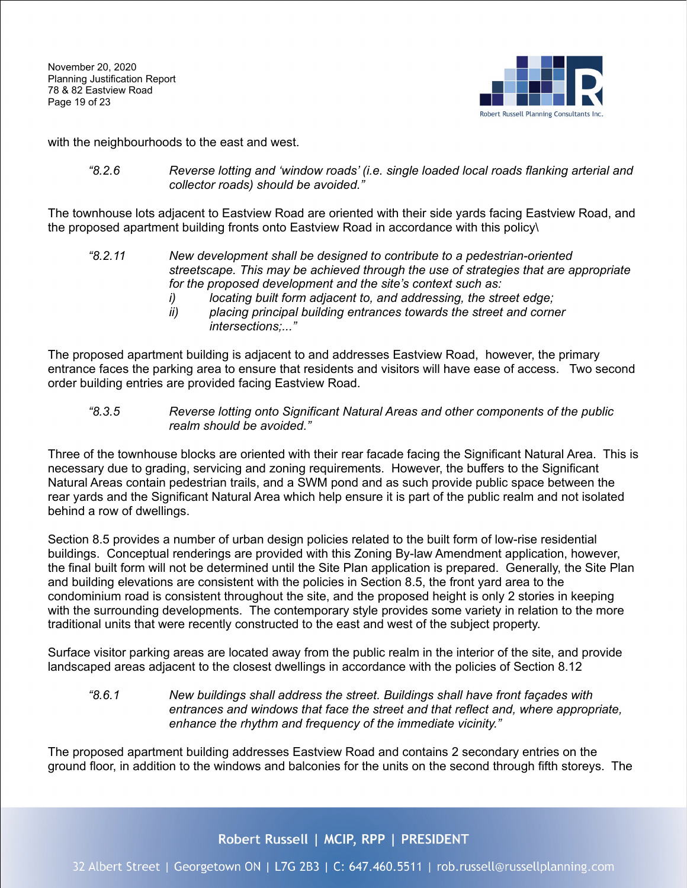with the neighbourhoods to the east and west.

> *"8.2.6 Reverse lotting and 'window roads' (i.e. single loaded local roads flanking arterial and collector roads) should be avoided."*

The townhouse lots adjacent to Eastview Road are oriented with their side yards facing Eastview Road, and the proposed apartment building fronts onto Eastview Road in accordance with this policy\

> *"8.2.11 New development shall be designed to contribute to a pedestrian-oriented streetscape. This may be achieved through the use of strategies that are appropriate for the proposed development and the site's context such as:*
> *i) locating built form adjacent to, and addressing, the street edge;*
> *ii) placing principal building entrances towards the street and corner intersections;..."*

The proposed apartment building is adjacent to and addresses Eastview Road, however, the primary entrance faces the parking area to ensure that residents and visitors will have ease of access. Two second order building entries are provided facing Eastview Road.

> *"8.3.5 Reverse lotting onto Significant Natural Areas and other components of the public realm should be avoided."*

Three of the townhouse blocks are oriented with their rear facade facing the Significant Natural Area. This is necessary due to grading, servicing and zoning requirements. However, the buffers to the Significant Natural Areas contain pedestrian trails, and a SWM pond and as such provide public space between the rear yards and the Significant Natural Area which help ensure it is part of the public realm and not isolated behind a row of dwellings.

Section 8.5 provides a number of urban design policies related to the built form of low-rise residential buildings. Conceptual renderings are provided with this Zoning By-law Amendment application, however, the final built form will not be determined until the Site Plan application is prepared. Generally, the Site Plan and building elevations are consistent with the policies in Section 8.5, the front yard area to the condominium road is consistent throughout the site, and the proposed height is only 2 stories in keeping with the surrounding developments. The contemporary style provides some variety in relation to the more traditional units that were recently constructed to the east and west of the subject property.

Surface visitor parking areas are located away from the public realm in the interior of the site, and provide landscaped areas adjacent to the closest dwellings in accordance with the policies of Section 8.12

> *"8.6.1 New buildings shall address the street. Buildings shall have front façades with entrances and windows that face the street and that reflect and, where appropriate, enhance the rhythm and frequency of the immediate vicinity."*

The proposed apartment building addresses Eastview Road and contains 2 secondary entries on the ground floor, in addition to the windows and balconies for the units on the second through fifth storeys. The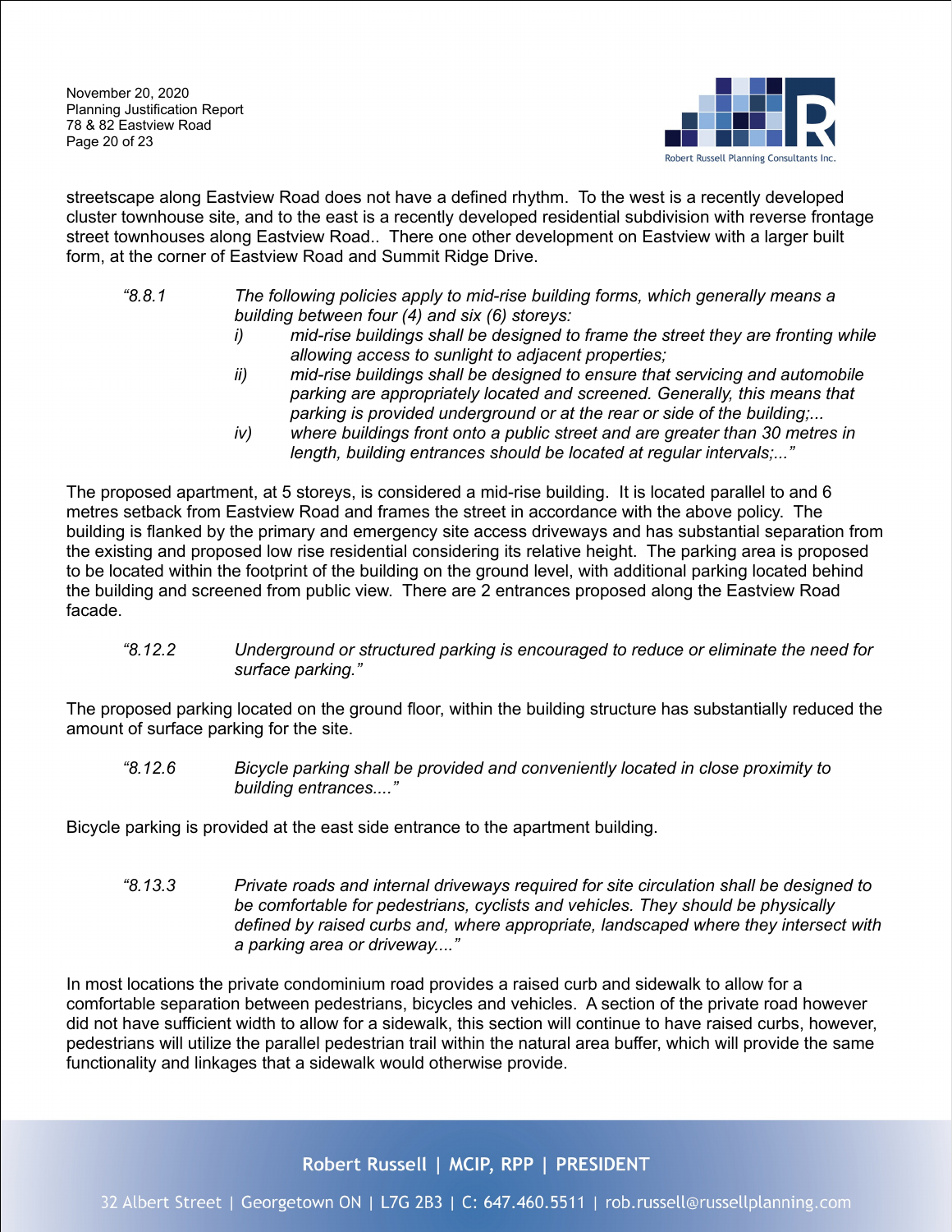streetscape along Eastview Road does not have a defined rhythm. To the west is a recently developed cluster townhouse site, and to the east is a recently developed residential subdivision with reverse frontage street townhouses along Eastview Road.. There one other development on Eastview with a larger built form, at the corner of Eastview Road and Summit Ridge Drive.

> *"8.8.1 The following policies apply to mid-rise building forms, which generally means a building between four (4) and six (6) storeys:*
>
> *i) mid-rise buildings shall be designed to frame the street they are fronting while allowing access to sunlight to adjacent properties;*
>
> *ii) mid-rise buildings shall be designed to ensure that servicing and automobile parking are appropriately located and screened. Generally, this means that parking is provided underground or at the rear or side of the building;...*
>
> *iv) where buildings front onto a public street and are greater than 30 metres in length, building entrances should be located at regular intervals;..."*

The proposed apartment, at 5 storeys, is considered a mid-rise building. It is located parallel to and 6 metres setback from Eastview Road and frames the street in accordance with the above policy. The building is flanked by the primary and emergency site access driveways and has substantial separation from the existing and proposed low rise residential considering its relative height. The parking area is proposed to be located within the footprint of the building on the ground level, with additional parking located behind the building and screened from public view. There are 2 entrances proposed along the Eastview Road facade.

> *"8.12.2 Underground or structured parking is encouraged to reduce or eliminate the need for surface parking."*

The proposed parking located on the ground floor, within the building structure has substantially reduced the amount of surface parking for the site.

> *"8.12.6 Bicycle parking shall be provided and conveniently located in close proximity to building entrances...."*

Bicycle parking is provided at the east side entrance to the apartment building.

> *"8.13.3 Private roads and internal driveways required for site circulation shall be designed to be comfortable for pedestrians, cyclists and vehicles. They should be physically defined by raised curbs and, where appropriate, landscaped where they intersect with a parking area or driveway...."*

In most locations the private condominium road provides a raised curb and sidewalk to allow for a comfortable separation between pedestrians, bicycles and vehicles. A section of the private road however did not have sufficient width to allow for a sidewalk, this section will continue to have raised curbs, however, pedestrians will utilize the parallel pedestrian trail within the natural area buffer, which will provide the same functionality and linkages that a sidewalk would otherwise provide.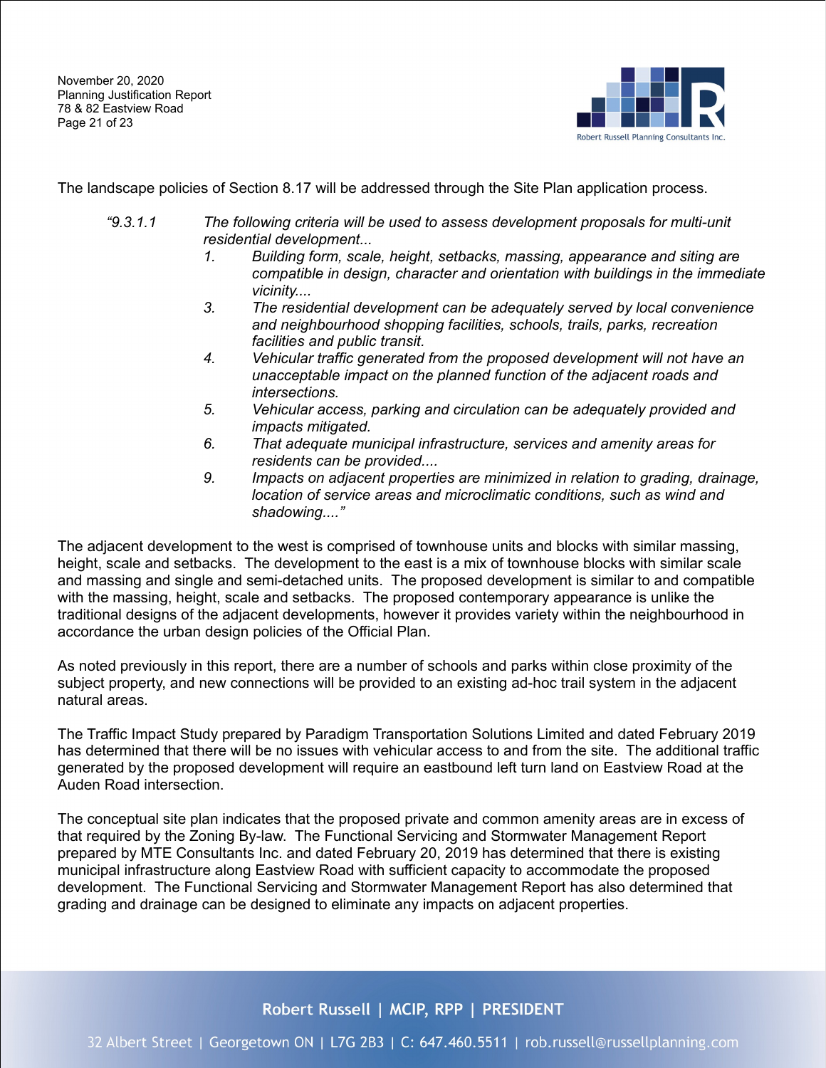The landscape policies of Section 8.17 will be addressed through the Site Plan application process.

> *"9.3.1.1 The following criteria will be used to assess development proposals for multi-unit residential development...*
>
> *1. Building form, scale, height, setbacks, massing, appearance and siting are compatible in design, character and orientation with buildings in the immediate vicinity....*
>
> *3. The residential development can be adequately served by local convenience and neighbourhood shopping facilities, schools, trails, parks, recreation facilities and public transit.*
>
> *4. Vehicular traffic generated from the proposed development will not have an unacceptable impact on the planned function of the adjacent roads and intersections.*
>
> *5. Vehicular access, parking and circulation can be adequately provided and impacts mitigated.*
>
> *6. That adequate municipal infrastructure, services and amenity areas for residents can be provided....*
>
> *9. Impacts on adjacent properties are minimized in relation to grading, drainage, location of service areas and microclimatic conditions, such as wind and shadowing...."*

The adjacent development to the west is comprised of townhouse units and blocks with similar massing, height, scale and setbacks. The development to the east is a mix of townhouse blocks with similar scale and massing and single and semi-detached units. The proposed development is similar to and compatible with the massing, height, scale and setbacks. The proposed contemporary appearance is unlike the traditional designs of the adjacent developments, however it provides variety within the neighbourhood in accordance the urban design policies of the Official Plan.

As noted previously in this report, there are a number of schools and parks within close proximity of the subject property, and new connections will be provided to an existing ad-hoc trail system in the adjacent natural areas.

The Traffic Impact Study prepared by Paradigm Transportation Solutions Limited and dated February 2019 has determined that there will be no issues with vehicular access to and from the site. The additional traffic generated by the proposed development will require an eastbound left turn land on Eastview Road at the Auden Road intersection.

The conceptual site plan indicates that the proposed private and common amenity areas are in excess of that required by the Zoning By-law. The Functional Servicing and Stormwater Management Report prepared by MTE Consultants Inc. and dated February 20, 2019 has determined that there is existing municipal infrastructure along Eastview Road with sufficient capacity to accommodate the proposed development. The Functional Servicing and Stormwater Management Report has also determined that grading and drainage can be designed to eliminate any impacts on adjacent properties.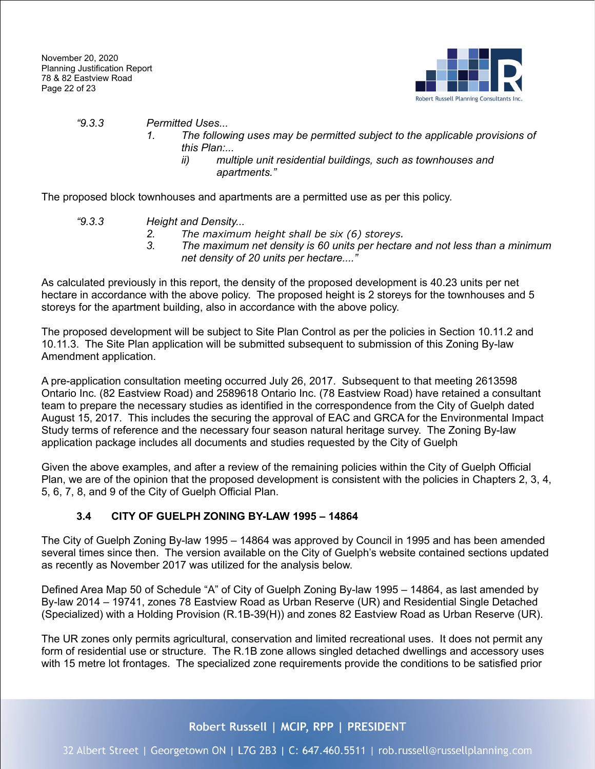> *"9.3.3 Permitted Uses...*
> *1. The following uses may be permitted subject to the applicable provisions of this Plan:...*
> *ii) multiple unit residential buildings, such as townhouses and apartments."*

The proposed block townhouses and apartments are a permitted use as per this policy.

> *"9.3.3 Height and Density...*
> *2. The maximum height shall be six (6) storeys.*
> *3. The maximum net density is 60 units per hectare and not less than a minimum net density of 20 units per hectare...."*

As calculated previously in this report, the density of the proposed development is 40.23 units per net hectare in accordance with the above policy. The proposed height is 2 storeys for the townhouses and 5 storeys for the apartment building, also in accordance with the above policy.

The proposed development will be subject to Site Plan Control as per the policies in Section 10.11.2 and 10.11.3. The Site Plan application will be submitted subsequent to submission of this Zoning By-law Amendment application.

A pre-application consultation meeting occurred July 26, 2017. Subsequent to that meeting 2613598 Ontario Inc. (82 Eastview Road) and 2589618 Ontario Inc. (78 Eastview Road) have retained a consultant team to prepare the necessary studies as identified in the correspondence from the City of Guelph dated August 15, 2017. This includes the securing the approval of EAC and GRCA for the Environmental Impact Study terms of reference and the necessary four season natural heritage survey. The Zoning By-law application package includes all documents and studies requested by the City of Guelph

Given the above examples, and after a review of the remaining policies within the City of Guelph Official Plan, we are of the opinion that the proposed development is consistent with the policies in Chapters 2, 3, 4, 5, 6, 7, 8, and 9 of the City of Guelph Official Plan.

### 3.4 CITY OF GUELPH ZONING BY-LAW 1995 – 14864

The City of Guelph Zoning By-law 1995 – 14864 was approved by Council in 1995 and has been amended several times since then. The version available on the City of Guelph's website contained sections updated as recently as November 2017 was utilized for the analysis below.

Defined Area Map 50 of Schedule "A" of City of Guelph Zoning By-law 1995 – 14864, as last amended by By-law 2014 – 19741, zones 78 Eastview Road as Urban Reserve (UR) and Residential Single Detached (Specialized) with a Holding Provision (R.1B-39(H)) and zones 82 Eastview Road as Urban Reserve (UR).

The UR zones only permits agricultural, conservation and limited recreational uses. It does not permit any form of residential use or structure. The R.1B zone allows singled detached dwellings and accessory uses with 15 metre lot frontages. The specialized zone requirements provide the conditions to be satisfied prior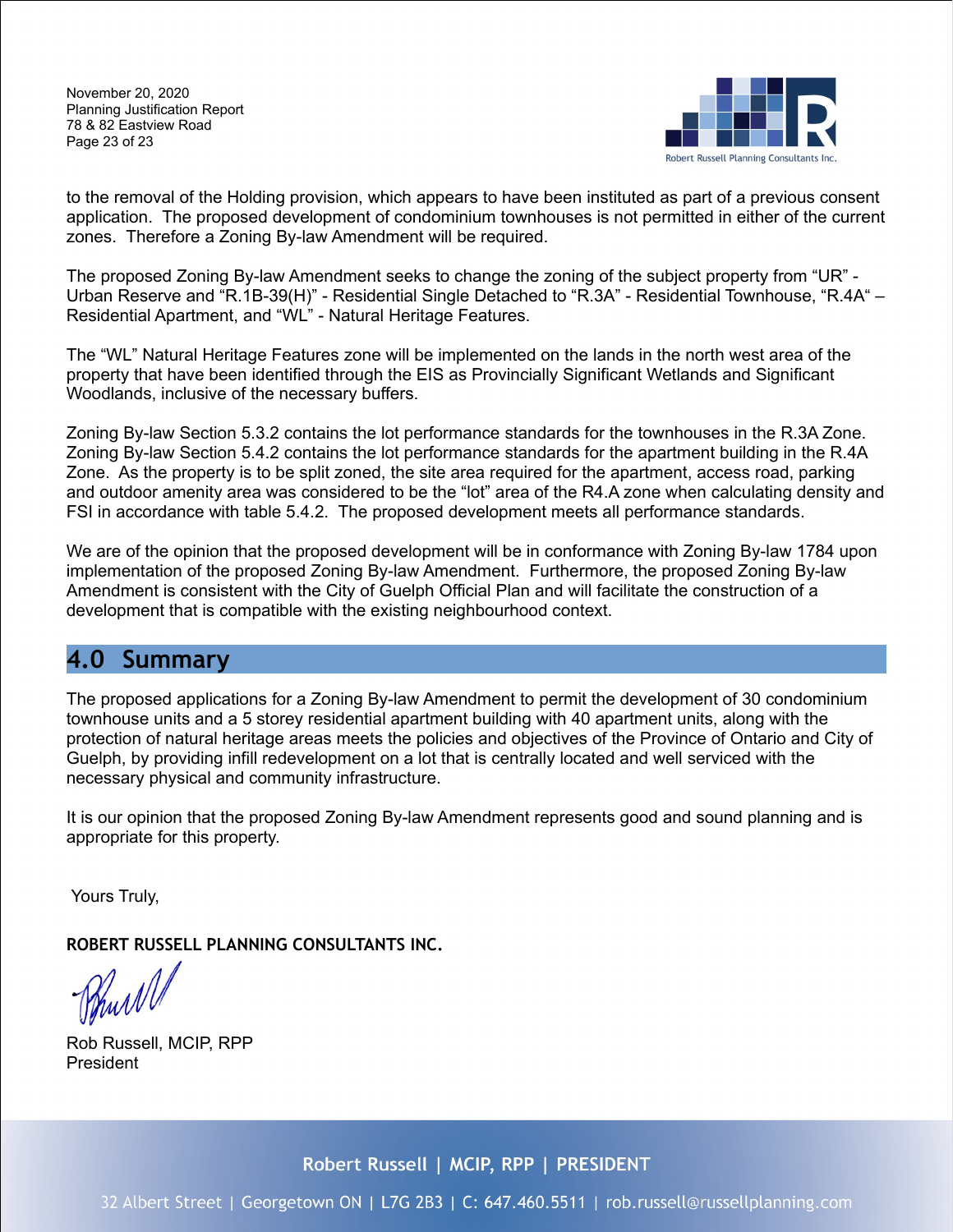to the removal of the Holding provision, which appears to have been instituted as part of a previous consent application. The proposed development of condominium townhouses is not permitted in either of the current zones. Therefore a Zoning By-law Amendment will be required.

The proposed Zoning By-law Amendment seeks to change the zoning of the subject property from “UR” - Urban Reserve and “R.1B-39(H)” - Residential Single Detached to “R.3A” - Residential Townhouse, “R.4A“ – Residential Apartment, and “WL” - Natural Heritage Features.

The “WL” Natural Heritage Features zone will be implemented on the lands in the north west area of the property that have been identified through the EIS as Provincially Significant Wetlands and Significant Woodlands, inclusive of the necessary buffers.

Zoning By-law Section 5.3.2 contains the lot performance standards for the townhouses in the R.3A Zone. Zoning By-law Section 5.4.2 contains the lot performance standards for the apartment building in the R.4A Zone. As the property is to be split zoned, the site area required for the apartment, access road, parking and outdoor amenity area was considered to be the “lot” area of the R4.A zone when calculating density and FSI in accordance with table 5.4.2. The proposed development meets all performance standards.

We are of the opinion that the proposed development will be in conformance with Zoning By-law 1784 upon implementation of the proposed Zoning By-law Amendment. Furthermore, the proposed Zoning By-law Amendment is consistent with the City of Guelph Official Plan and will facilitate the construction of a development that is compatible with the existing neighbourhood context.

## 4.0 Summary

The proposed applications for a Zoning By-law Amendment to permit the development of 30 condominium townhouse units and a 5 storey residential apartment building with 40 apartment units, along with the protection of natural heritage areas meets the policies and objectives of the Province of Ontario and City of Guelph, by providing infill redevelopment on a lot that is centrally located and well serviced with the necessary physical and community infrastructure.

It is our opinion that the proposed Zoning By-law Amendment represents good and sound planning and is appropriate for this property.

Yours Truly,

**ROBERT RUSSELL PLANNING CONSULTANTS INC.**

Rob Russell, MCIP, RPP
President